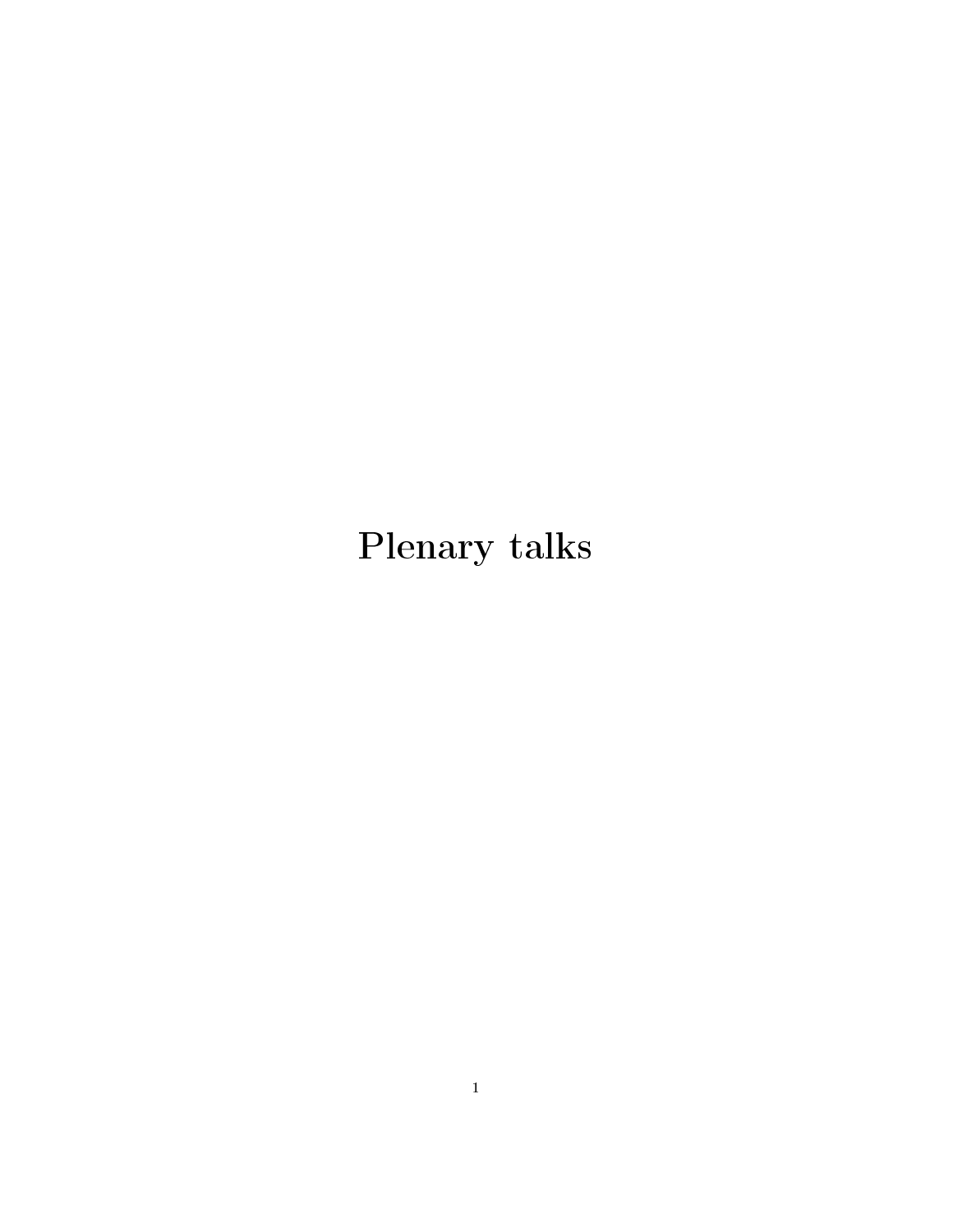# Plenary talks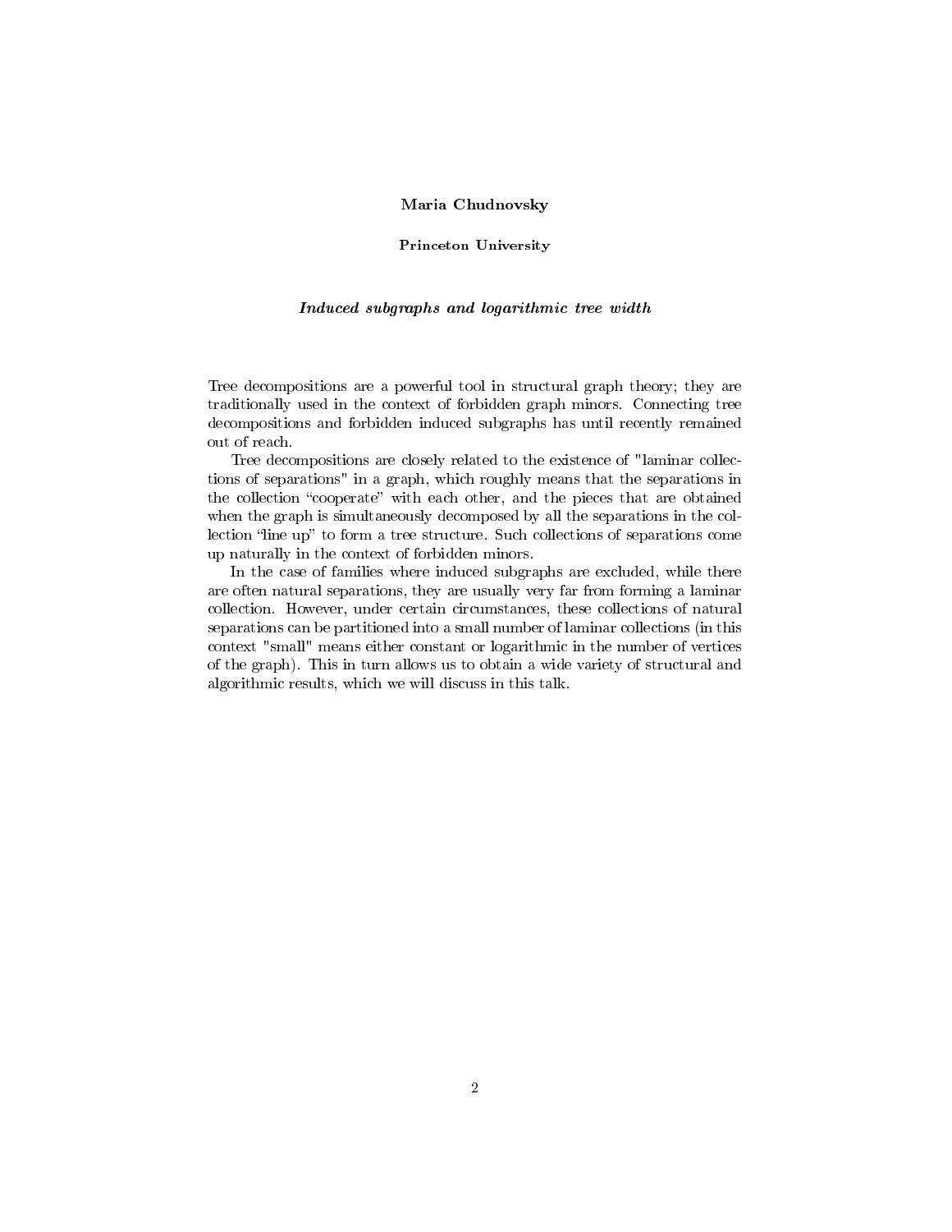**Maria Chudnovsky**

**Princeton University**

***Induced subgraphs and logarithmic tree width***

Tree decompositions are a powerful tool in structural graph theory; they are traditionally used in the context of forbidden graph minors. Connecting tree decompositions and forbidden induced subgraphs has until recently remained out of reach.

Tree decompositions are closely related to the existence of "laminar collections of separations" in a graph, which roughly means that the separations in the collection "cooperate" with each other, and the pieces that are obtained when the graph is simultaneously decomposed by all the separations in the collection "line up" to form a tree structure. Such collections of separations come up naturally in the context of forbidden minors.

In the case of families where induced subgraphs are excluded, while there are often natural separations, they are usually very far from forming a laminar collection. However, under certain circumstances, these collections of natural separations can be partitioned into a small number of laminar collections (in this context "small" means either constant or logarithmic in the number of vertices of the graph). This in turn allows us to obtain a wide variety of structural and algorithmic results, which we will discuss in this talk.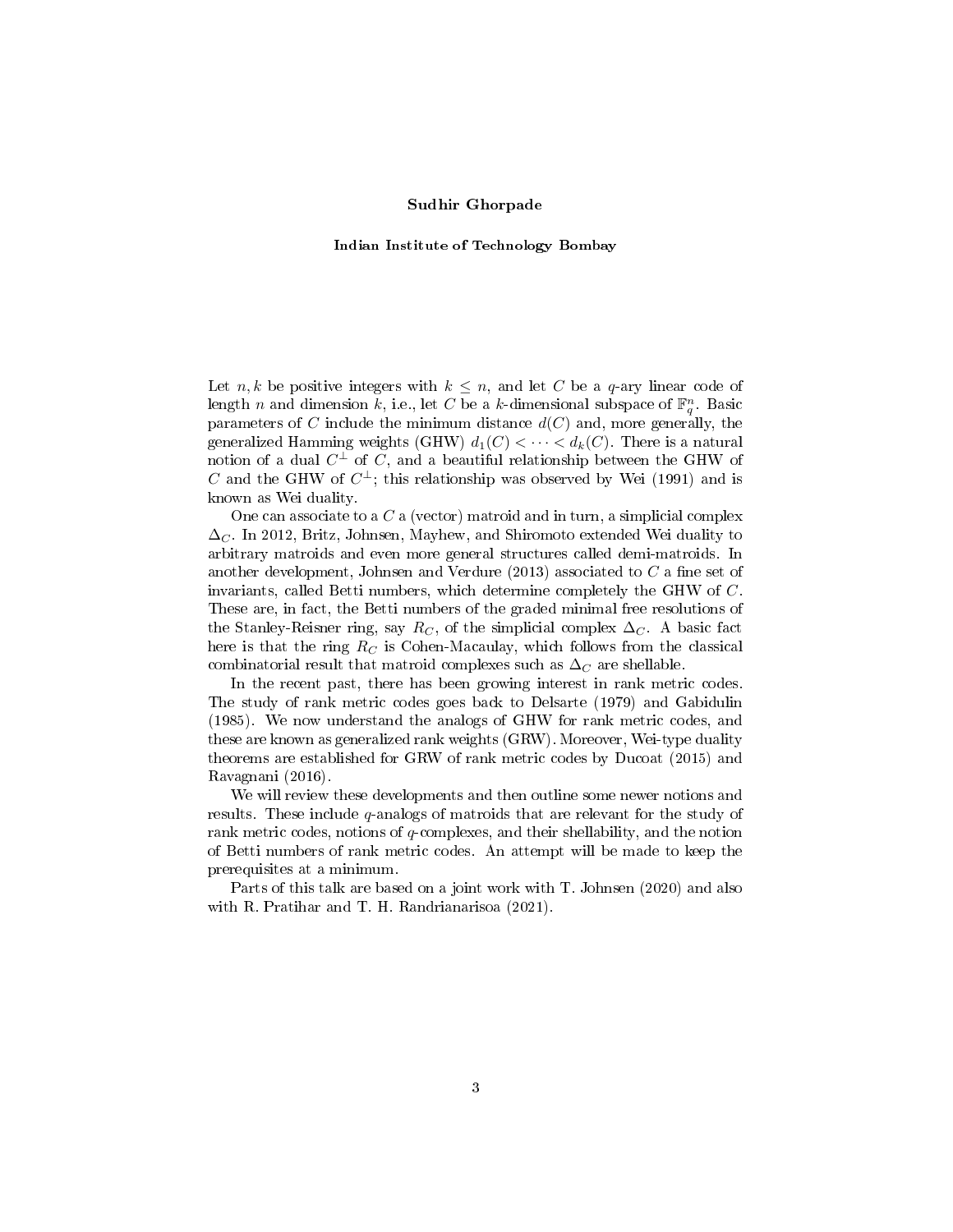**Sudhir Ghorpade**

**Indian Institute of Technology Bombay**

Let $n, k$ be positive integers with $k \leq n$, and let $C$ be a $q$-ary linear code of length $n$ and dimension $k$, i.e., let $C$ be a $k$-dimensional subspace of $\mathbb{F}_q^n$. Basic parameters of $C$ include the minimum distance $d(C)$ and, more generally, the generalized Hamming weights (GHW) $d_1(C) < \cdots < d_k(C)$. There is a natural notion of a dual $C^\perp$ of $C$, and a beautiful relationship between the GHW of $C$ and the GHW of $C^\perp$; this relationship was observed by Wei (1991) and is known as Wei duality.

One can associate to a $C$ a (vector) matroid and in turn, a simplicial complex $\Delta_C$. In 2012, Britz, Johnsen, Mayhew, and Shiromoto extended Wei duality to arbitrary matroids and even more general structures called demi-matroids. In another development, Johnsen and Verdure (2013) associated to $C$ a fine set of invariants, called Betti numbers, which determine completely the GHW of $C$. These are, in fact, the Betti numbers of the graded minimal free resolutions of the Stanley-Reisner ring, say $R_C$, of the simplicial complex $\Delta_C$. A basic fact here is that the ring $R_C$ is Cohen-Macaulay, which follows from the classical combinatorial result that matroid complexes such as $\Delta_C$ are shellable.

In the recent past, there has been growing interest in rank metric codes. The study of rank metric codes goes back to Delsarte (1979) and Gabidulin (1985). We now understand the analogs of GHW for rank metric codes, and these are known as generalized rank weights (GRW). Moreover, Wei-type duality theorems are established for GRW of rank metric codes by Ducoat (2015) and Ravagnani (2016).

We will review these developments and then outline some newer notions and results. These include $q$-analogs of matroids that are relevant for the study of rank metric codes, notions of $q$-complexes, and their shellability, and the notion of Betti numbers of rank metric codes. An attempt will be made to keep the prerequisites at a minimum.

Parts of this talk are based on a joint work with T. Johnsen (2020) and also with R. Pratihar and T. H. Randrianarisoa (2021).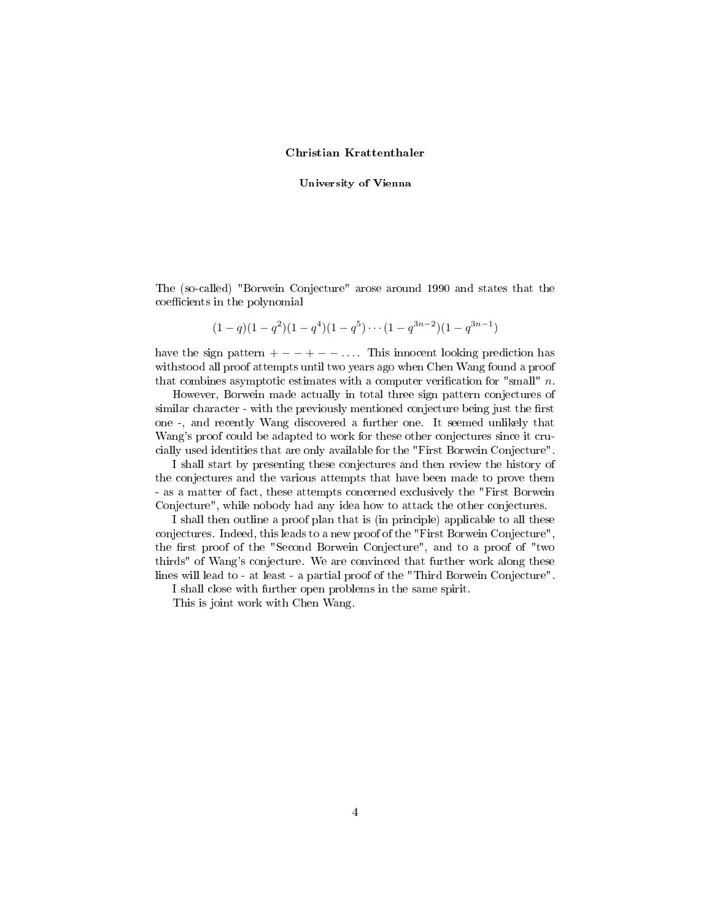**Christian Krattenthaler**

**University of Vienna**

The (so-called) "Borwein Conjecture" arose around 1990 and states that the coefficients in the polynomial

$$(1-q)(1-q^2)(1-q^4)(1-q^5)\cdots(1-q^{3n-2})(1-q^{3n-1})$$

have the sign pattern $+--+--\dots$. This innocent looking prediction has withstood all proof attempts until two years ago when Chen Wang found a proof that combines asymptotic estimates with a computer verification for "small" $n$.

However, Borwein made actually in total three sign pattern conjectures of similar character - with the previously mentioned conjecture being just the first one -, and recently Wang discovered a further one. It seemed unlikely that Wang's proof could be adapted to work for these other conjectures since it crucially used identities that are only available for the "First Borwein Conjecture".

I shall start by presenting these conjectures and then review the history of the conjectures and the various attempts that have been made to prove them - as a matter of fact, these attempts concerned exclusively the "First Borwein Conjecture", while nobody had any idea how to attack the other conjectures.

I shall then outline a proof plan that is (in principle) applicable to all these conjectures. Indeed, this leads to a new proof of the "First Borwein Conjecture", the first proof of the "Second Borwein Conjecture", and to a proof of "two thirds" of Wang's conjecture. We are convinced that further work along these lines will lead to - at least - a partial proof of the "Third Borwein Conjecture".

I shall close with further open problems in the same spirit.

This is joint work with Chen Wang.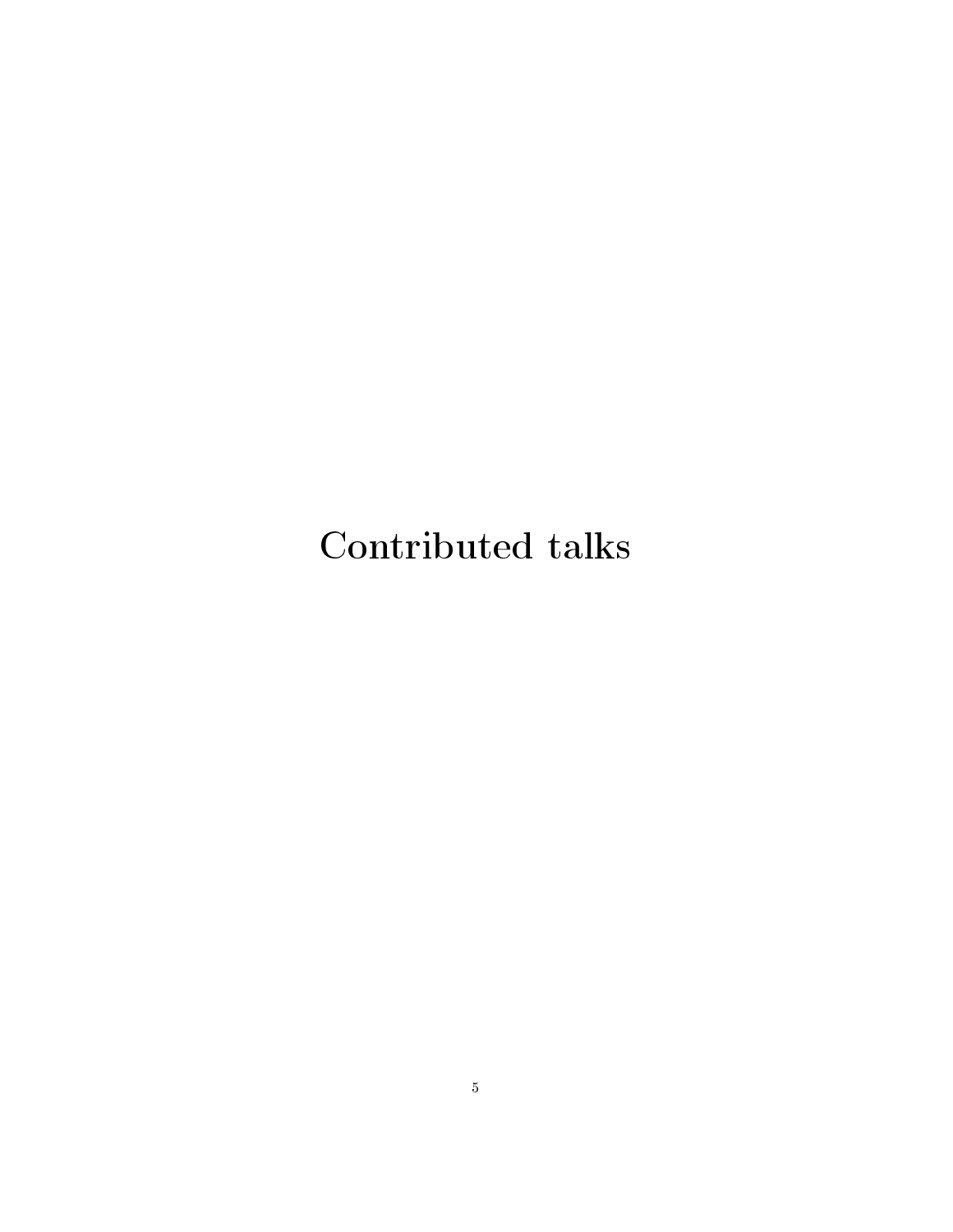# Contributed talks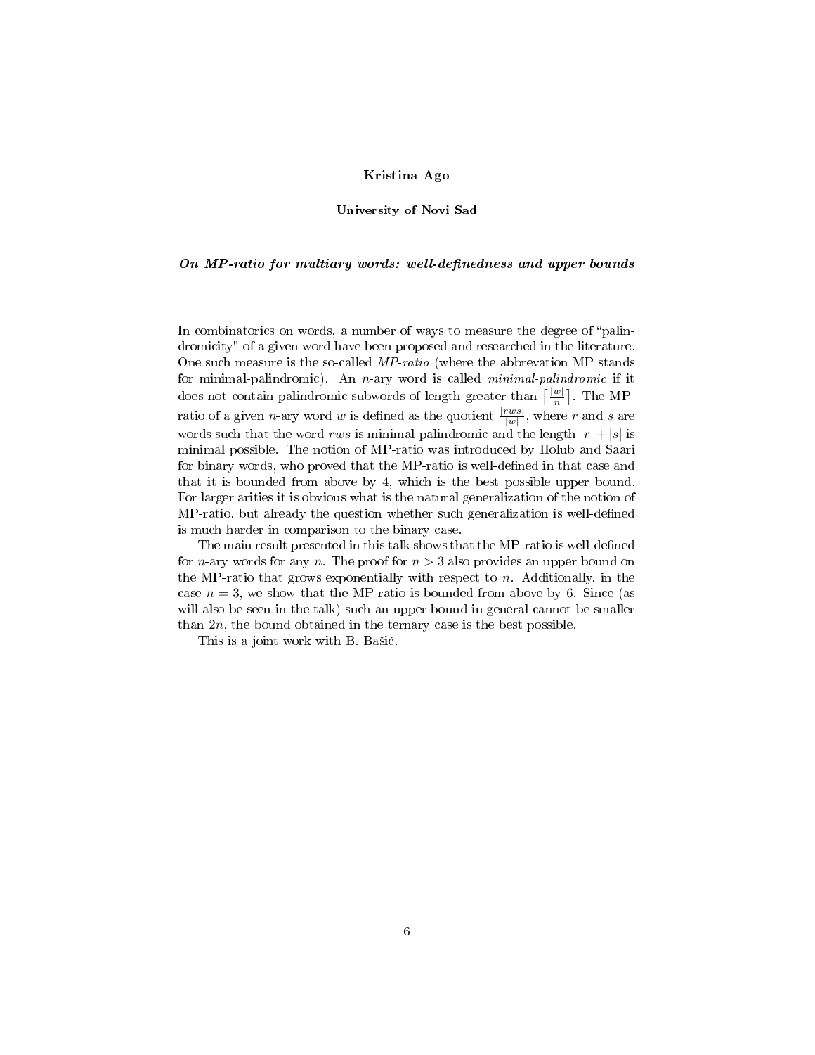**Kristina Ago**

**University of Novi Sad**

***On MP-ratio for multiary words: well-definedness and upper bounds***

In combinatorics on words, a number of ways to measure the degree of "palindromicity" of a given word have been proposed and researched in the literature. One such measure is the so-called *MP-ratio* (where the abbrevation MP stands for minimal-palindromic). An $n$-ary word is called *minimal-palindromic* if it does not contain palindromic subwords of length greater than $\lceil \frac{|w|}{n} \rceil$. The MP-ratio of a given $n$-ary word $w$ is defined as the quotient $\frac{|rws|}{|w|}$, where $r$ and $s$ are words such that the word $rws$ is minimal-palindromic and the length $|r| + |s|$ is minimal possible. The notion of MP-ratio was introduced by Holub and Saari for binary words, who proved that the MP-ratio is well-defined in that case and that it is bounded from above by 4, which is the best possible upper bound. For larger arities it is obvious what is the natural generalization of the notion of MP-ratio, but already the question whether such generalization is well-defined is much harder in comparison to the binary case.

The main result presented in this talk shows that the MP-ratio is well-defined for $n$-ary words for any $n$. The proof for $n > 3$ also provides an upper bound on the MP-ratio that grows exponentially with respect to $n$. Additionally, in the case $n = 3$, we show that the MP-ratio is bounded from above by 6. Since (as will also be seen in the talk) such an upper bound in general cannot be smaller than $2n$, the bound obtained in the ternary case is the best possible.

This is a joint work with B. Bašić.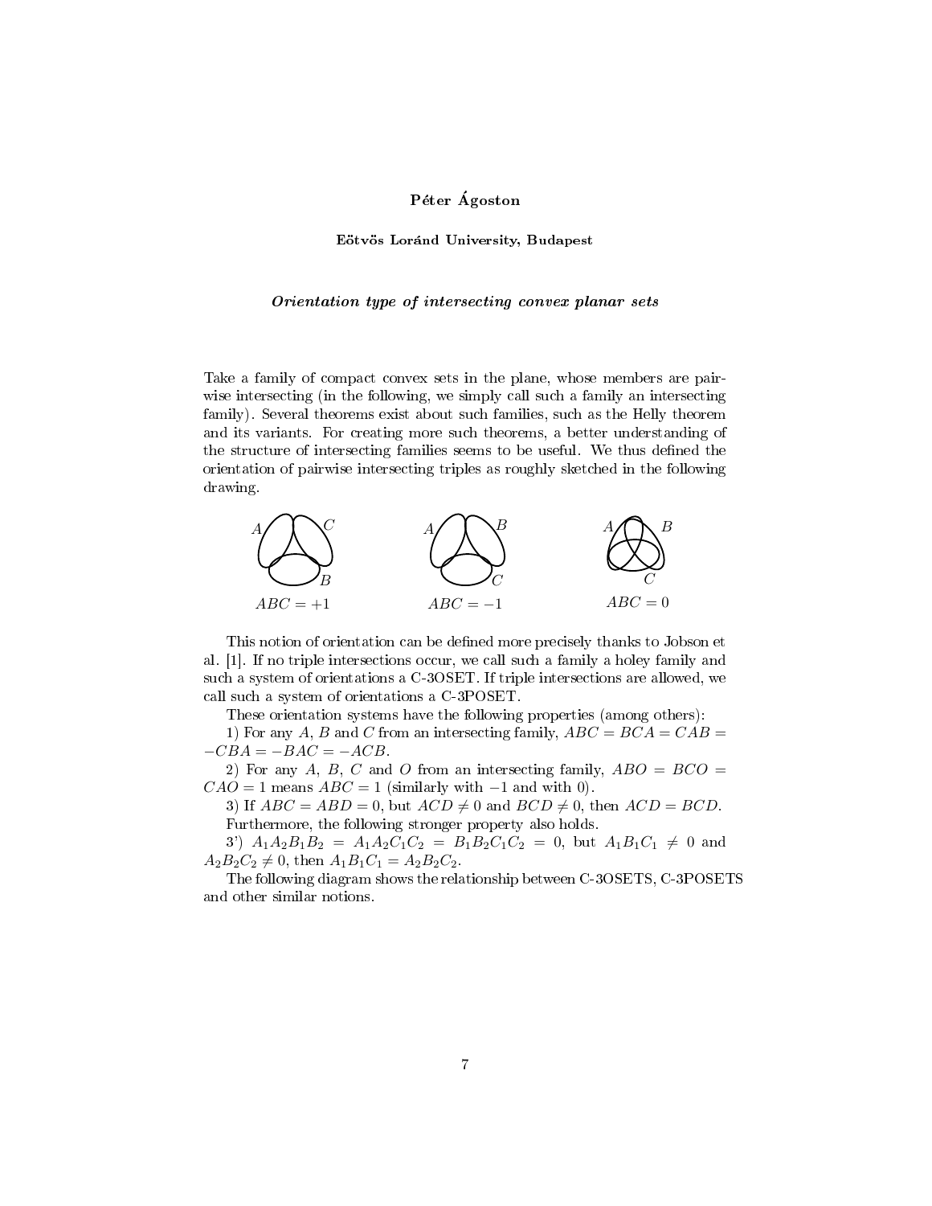**Péter Ágoston**

**Eötvös Loránd University, Budapest**

***Orientation type of intersecting convex planar sets***

Take a family of compact convex sets in the plane, whose members are pairwise intersecting (in the following, we simply call such a family an intersecting family). Several theorems exist about such families, such as the Helly theorem and its variants. For creating more such theorems, a better understanding of the structure of intersecting families seems to be useful. We thus defined the orientation of pairwise intersecting triples as roughly sketched in the following drawing.

$ABC = +1$ $\qquad$ $ABC = -1$ $\qquad$ $ABC = 0$

This notion of orientation can be defined more precisely thanks to Jobson et al. [1]. If no triple intersections occur, we call such a family a holey family and such a system of orientations a C-3OSET. If triple intersections are allowed, we call such a system of orientations a C-3POSET.

These orientation systems have the following properties (among others):

1) For any $A$, $B$ and $C$ from an intersecting family, $ABC = BCA = CAB = -CBA = -BAC = -ACB$.

2) For any $A$, $B$, $C$ and $O$ from an intersecting family, $ABO = BCO = CAO = 1$ means $ABC = 1$ (similarly with $-1$ and with $0$).

3) If $ABC = ABD = 0$, but $ACD \neq 0$ and $BCD \neq 0$, then $ACD = BCD$.

Furthermore, the following stronger property also holds.

3') $A_1A_2B_1B_2 = A_1A_2C_1C_2 = B_1B_2C_1C_2 = 0$, but $A_1B_1C_1 \neq 0$ and $A_2B_2C_2 \neq 0$, then $A_1B_1C_1 = A_2B_2C_2$.

The following diagram shows the relationship between C-3OSETS, C-3POSETS and other similar notions.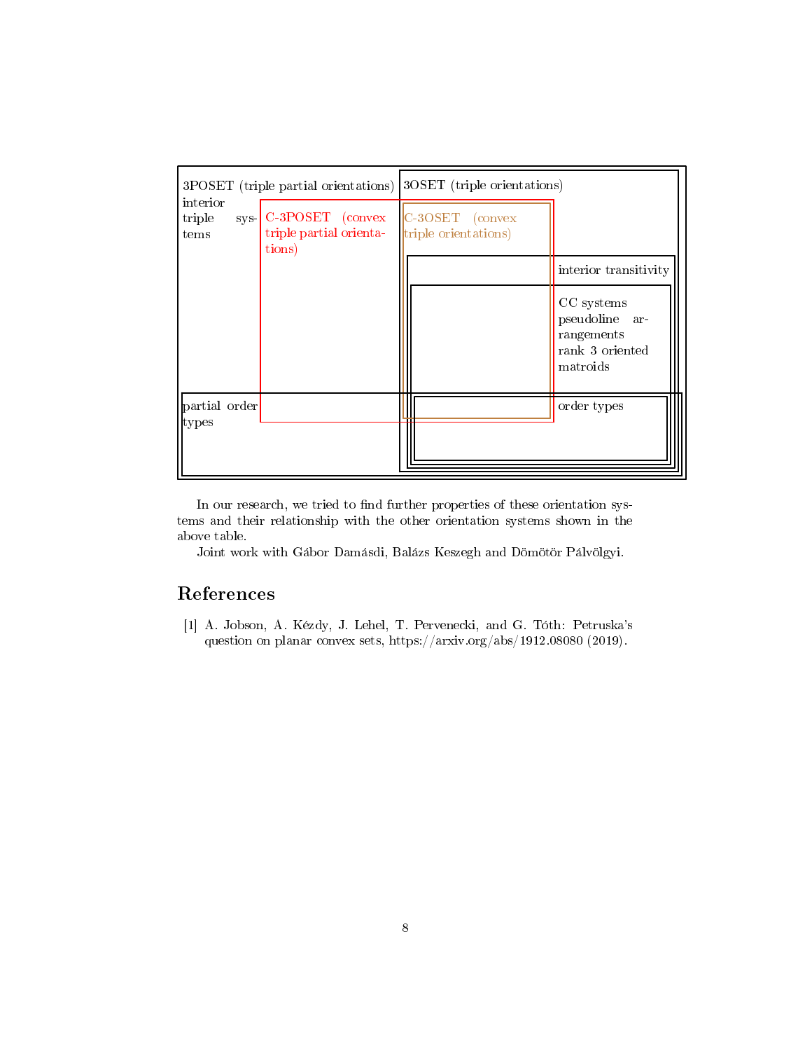3POSET (triple partial orientations)

interior triple systems

C-3POSET (convex triple partial orientations)

3OSET (triple orientations)

C-3OSET (convex triple orientations)

interior transitivity

CC systems
pseudoline arrangements
rank 3 oriented matroids

partial order types

order types

In our research, we tried to find further properties of these orientation systems and their relationship with the other orientation systems shown in the above table.

Joint work with Gábor Damásdi, Balázs Keszegh and Dömötör Pálvölgyi.

## References

[1] A. Jobson, A. Kézdy, J. Lehel, T. Pervenecki, and G. Tóth: Petruska's question on planar convex sets, https://arxiv.org/abs/1912.08080 (2019).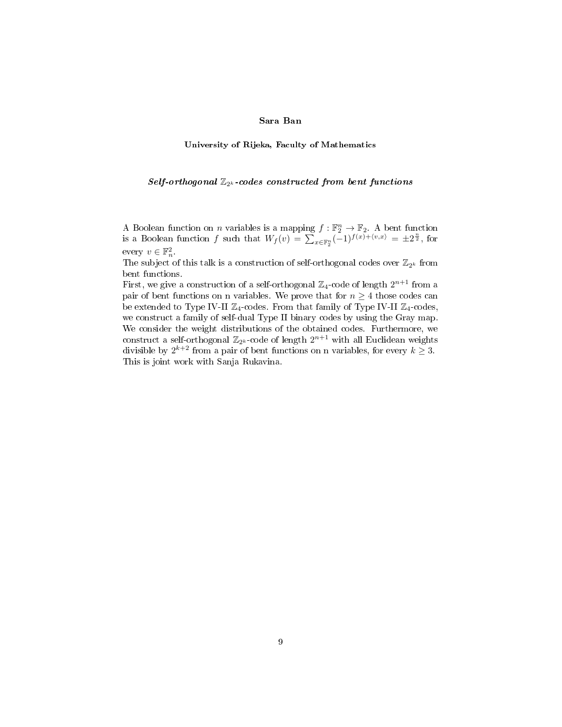**Sara Ban**

**University of Rijeka, Faculty of Mathematics**

***Self-orthogonal $\mathbb{Z}_{2^k}$-codes constructed from bent functions***

A Boolean function on $n$ variables is a mapping $f : \mathbb{F}_2^n \to \mathbb{F}_2$. A bent function is a Boolean function $f$ such that $W_f(v) = \sum_{x \in \mathbb{F}_2^n} (-1)^{f(x)+\langle v,x \rangle} = \pm 2^{\frac{n}{2}}$, for every $v \in \mathbb{F}_n^2$.
The subject of this talk is a construction of self-orthogonal codes over $\mathbb{Z}_{2^k}$ from bent functions.
First, we give a construction of a self-orthogonal $\mathbb{Z}_4$-code of length $2^{n+1}$ from a pair of bent functions on n variables. We prove that for $n \geq 4$ those codes can be extended to Type IV-II $\mathbb{Z}_4$-codes. From that family of Type IV-II $\mathbb{Z}_4$-codes, we construct a family of self-dual Type II binary codes by using the Gray map. We consider the weight distributions of the obtained codes. Furthermore, we construct a self-orthogonal $\mathbb{Z}_{2^k}$-code of length $2^{n+1}$ with all Euclidean weights divisible by $2^{k+2}$ from a pair of bent functions on n variables, for every $k \geq 3$.
This is joint work with Sanja Rukavina.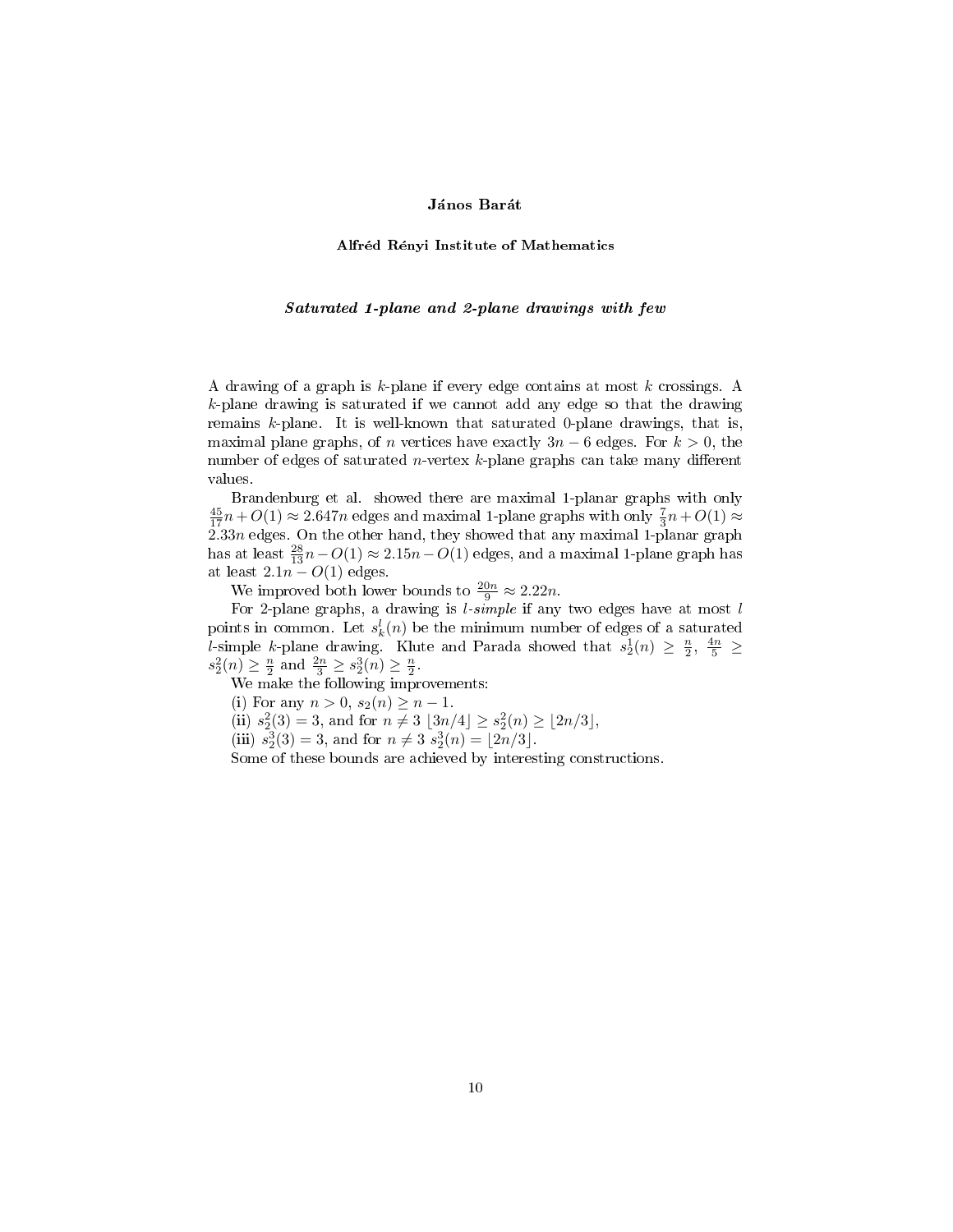**János Barát**

**Alfréd Rényi Institute of Mathematics**

***Saturated 1-plane and 2-plane drawings with few***

A drawing of a graph is $k$-plane if every edge contains at most $k$ crossings. A $k$-plane drawing is saturated if we cannot add any edge so that the drawing remains $k$-plane. It is well-known that saturated 0-plane drawings, that is, maximal plane graphs, of $n$ vertices have exactly $3n - 6$ edges. For $k > 0$, the number of edges of saturated $n$-vertex $k$-plane graphs can take many different values.

Brandenburg et al. showed there are maximal 1-planar graphs with only $\frac{45}{17}n + O(1) \approx 2.647n$ edges and maximal 1-plane graphs with only $\frac{7}{3}n + O(1) \approx 2.33n$ edges. On the other hand, they showed that any maximal 1-planar graph has at least $\frac{28}{13}n - O(1) \approx 2.15n - O(1)$ edges, and a maximal 1-plane graph has at least $2.1n - O(1)$ edges.

We improved both lower bounds to $\frac{20n}{9} \approx 2.22n$.

For 2-plane graphs, a drawing is $l$-*simple* if any two edges have at most $l$ points in common. Let $s_k^l(n)$ be the minimum number of edges of a saturated $l$-simple $k$-plane drawing. Klute and Parada showed that $s_2^1(n) \geq \frac{n}{2}$, $\frac{4n}{5} \geq s_2^2(n) \geq \frac{n}{2}$ and $\frac{2n}{3} \geq s_2^3(n) \geq \frac{n}{2}$.

We make the following improvements:

(i) For any $n > 0$, $s_2(n) \geq n - 1$.

(ii) $s_2^2(3) = 3$, and for $n \neq 3$ $\lfloor 3n/4 \rfloor \geq s_2^2(n) \geq \lfloor 2n/3 \rfloor$,

(iii) $s_2^3(3) = 3$, and for $n \neq 3$ $s_2^3(n) = \lfloor 2n/3 \rfloor$.

Some of these bounds are achieved by interesting constructions.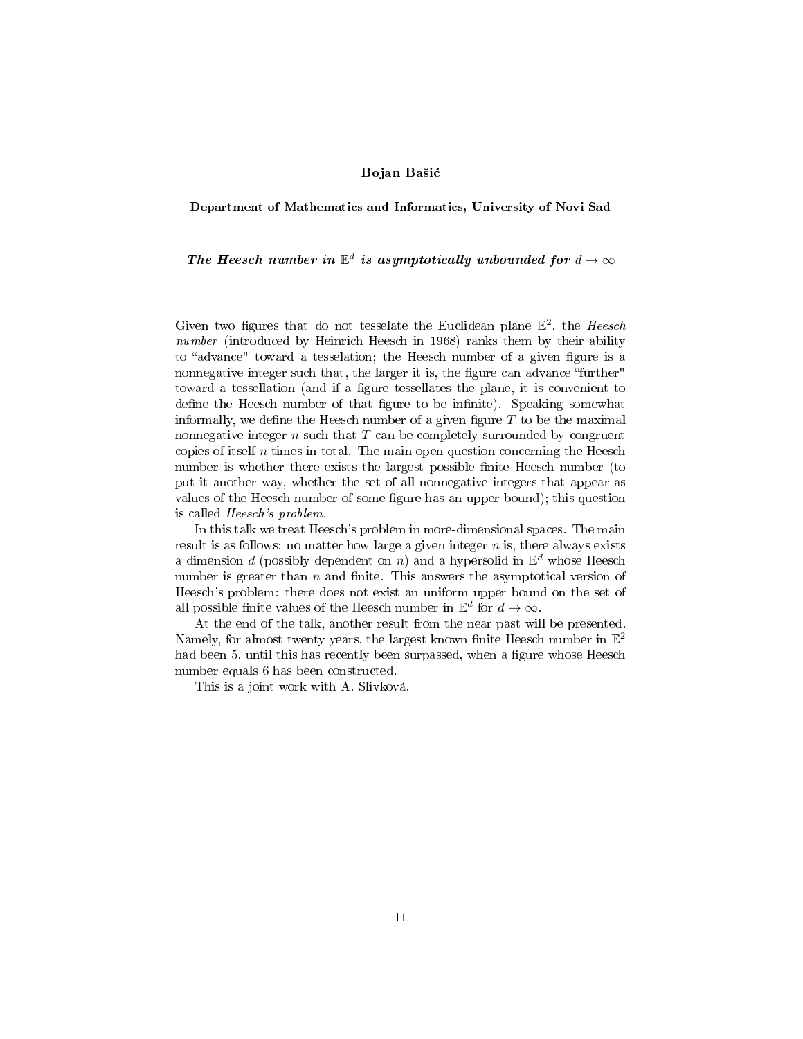**Bojan Bašić**

**Department of Mathematics and Informatics, University of Novi Sad**

***The Heesch number in $\mathbb{E}^d$ is asymptotically unbounded for $d \to \infty$***

Given two figures that do not tesselate the Euclidean plane $\mathbb{E}^2$, the *Heesch number* (introduced by Heinrich Heesch in 1968) ranks them by their ability to "advance" toward a tesselation; the Heesch number of a given figure is a nonnegative integer such that, the larger it is, the figure can advance "further" toward a tessellation (and if a figure tessellates the plane, it is convenient to define the Heesch number of that figure to be infinite). Speaking somewhat informally, we define the Heesch number of a given figure $T$ to be the maximal nonnegative integer $n$ such that $T$ can be completely surrounded by congruent copies of itself $n$ times in total. The main open question concerning the Heesch number is whether there exists the largest possible finite Heesch number (to put it another way, whether the set of all nonnegative integers that appear as values of the Heesch number of some figure has an upper bound); this question is called *Heesch's problem.*

In this talk we treat Heesch's problem in more-dimensional spaces. The main result is as follows: no matter how large a given integer $n$ is, there always exists a dimension $d$ (possibly dependent on $n$) and a hypersolid in $\mathbb{E}^d$ whose Heesch number is greater than $n$ and finite. This answers the asymptotical version of Heesch's problem: there does not exist an uniform upper bound on the set of all possible finite values of the Heesch number in $\mathbb{E}^d$ for $d \to \infty$.

At the end of the talk, another result from the near past will be presented. Namely, for almost twenty years, the largest known finite Heesch number in $\mathbb{E}^2$ had been 5, until this has recently been surpassed, when a figure whose Heesch number equals 6 has been constructed.

This is a joint work with A. Slivková.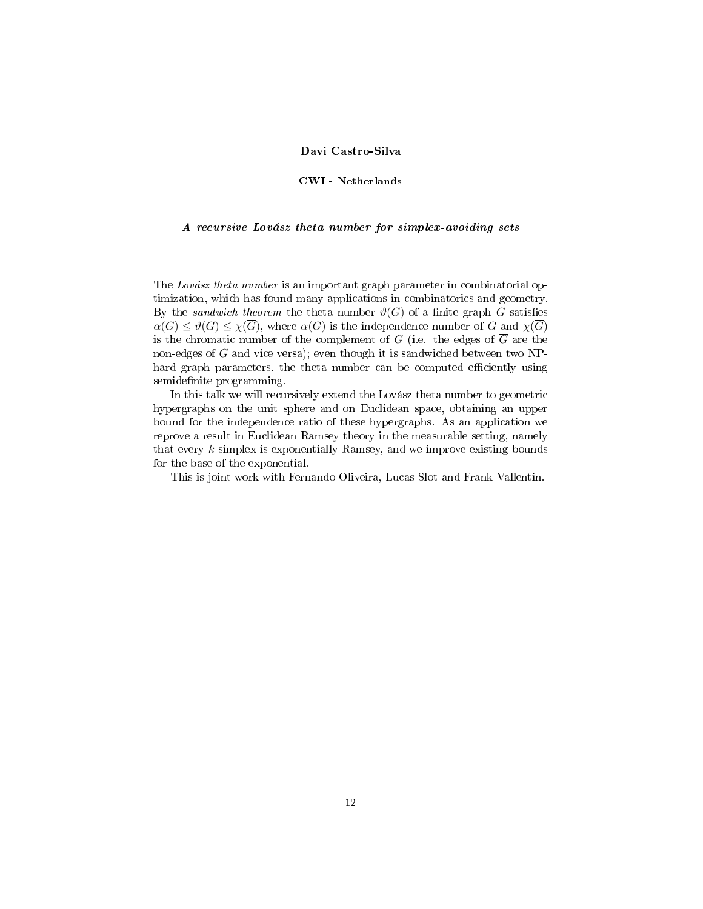**Davi Castro-Silva**

**CWI - Netherlands**

***A recursive Lovász theta number for simplex-avoiding sets***

The *Lovász theta number* is an important graph parameter in combinatorial optimization, which has found many applications in combinatorics and geometry. By the *sandwich theorem* the theta number $\vartheta(G)$ of a finite graph $G$ satisfies $\alpha(G) \leq \vartheta(G) \leq \chi(\overline{G})$, where $\alpha(G)$ is the independence number of $G$ and $\chi(\overline{G})$ is the chromatic number of the complement of $G$ (i.e. the edges of $\overline{G}$ are the non-edges of $G$ and vice versa); even though it is sandwiched between two NP-hard graph parameters, the theta number can be computed efficiently using semidefinite programming.

In this talk we will recursively extend the Lovász theta number to geometric hypergraphs on the unit sphere and on Euclidean space, obtaining an upper bound for the independence ratio of these hypergraphs. As an application we reprove a result in Euclidean Ramsey theory in the measurable setting, namely that every $k$-simplex is exponentially Ramsey, and we improve existing bounds for the base of the exponential.

This is joint work with Fernando Oliveira, Lucas Slot and Frank Vallentin.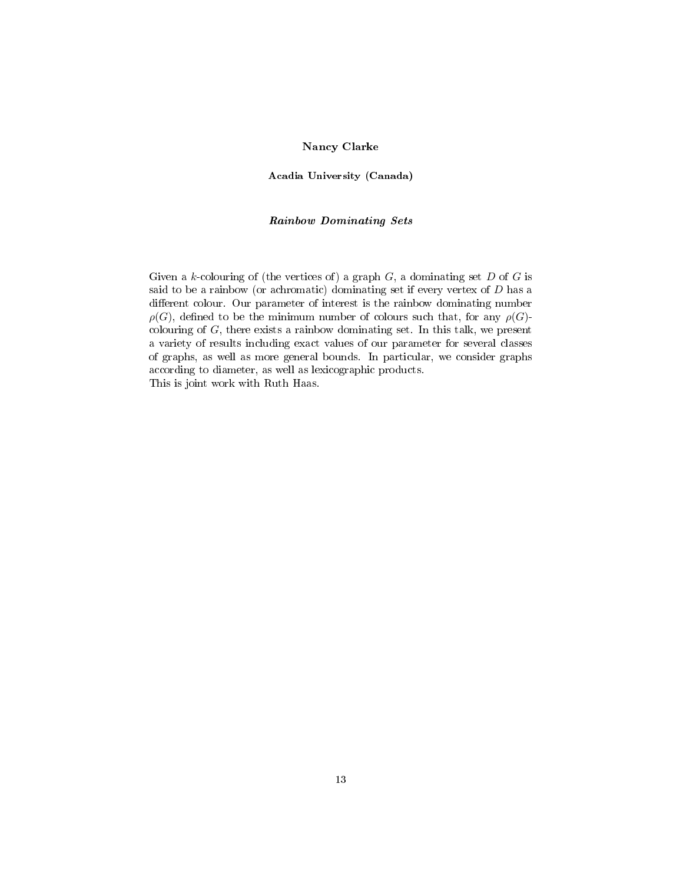**Nancy Clarke**

**Acadia University (Canada)**

***Rainbow Dominating Sets***

Given a $k$-colouring of (the vertices of) a graph $G$, a dominating set $D$ of $G$ is said to be a rainbow (or achromatic) dominating set if every vertex of $D$ has a different colour. Our parameter of interest is the rainbow dominating number $\rho(G)$, defined to be the minimum number of colours such that, for any $\rho(G)$-colouring of $G$, there exists a rainbow dominating set. In this talk, we present a variety of results including exact values of our parameter for several classes of graphs, as well as more general bounds. In particular, we consider graphs according to diameter, as well as lexicographic products.
This is joint work with Ruth Haas.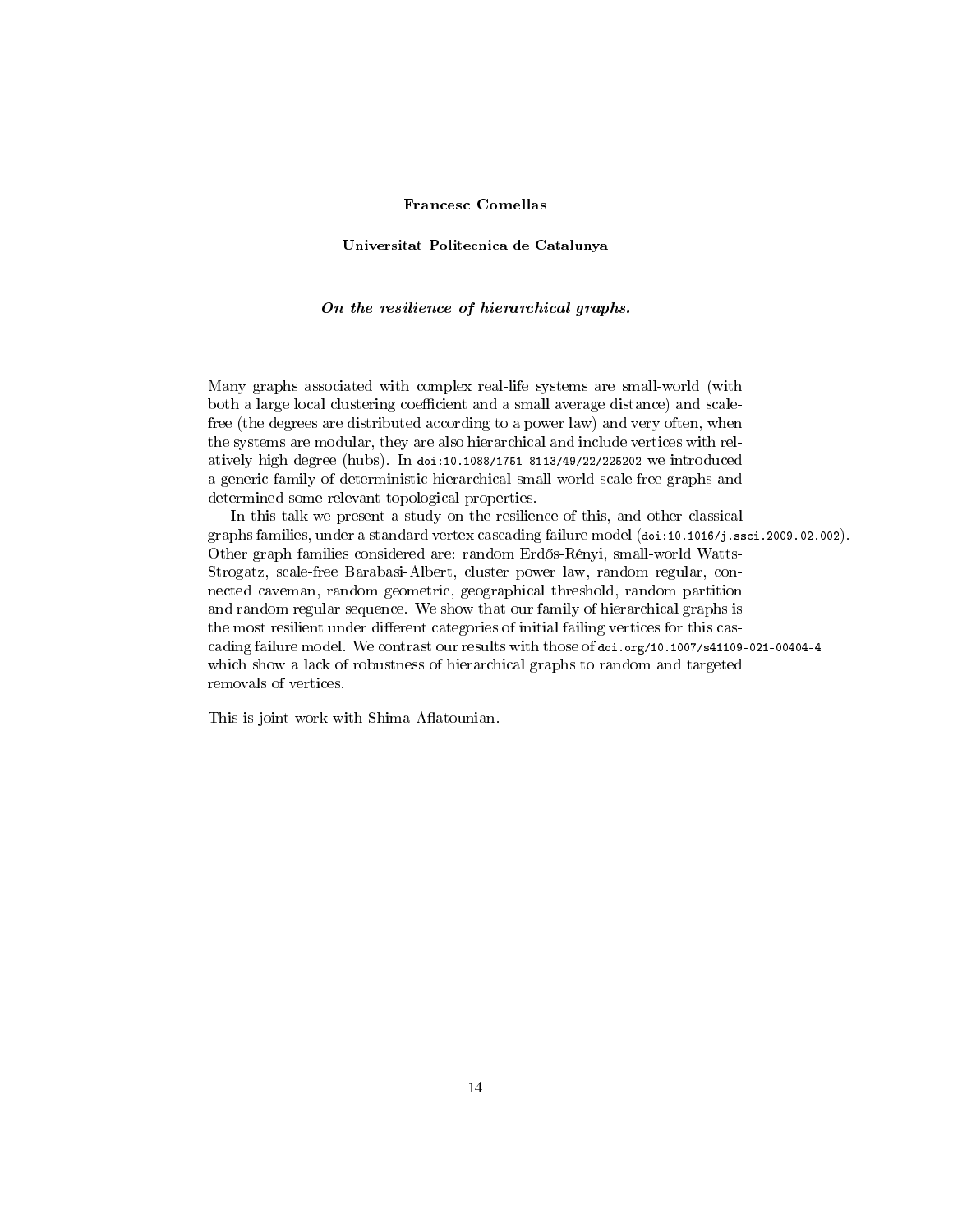**Francesc Comellas**

**Universitat Politecnica de Catalunya**

***On the resilience of hierarchical graphs.***

Many graphs associated with complex real-life systems are small-world (with both a large local clustering coefficient and a small average distance) and scale-free (the degrees are distributed according to a power law) and very often, when the systems are modular, they are also hierarchical and include vertices with relatively high degree (hubs). In `doi:10.1088/1751-8113/49/22/225202` we introduced a generic family of deterministic hierarchical small-world scale-free graphs and determined some relevant topological properties.

In this talk we present a study on the resilience of this, and other classical graphs families, under a standard vertex cascading failure model (`doi:10.1016/j.ssci.2009.02.002`). Other graph families considered are: random Erdős-Rényi, small-world Watts-Strogatz, scale-free Barabasi-Albert, cluster power law, random regular, connected caveman, random geometric, geographical threshold, random partition and random regular sequence. We show that our family of hierarchical graphs is the most resilient under different categories of initial failing vertices for this cascading failure model. We contrast our results with those of `doi.org/10.1007/s41109-021-00404-4` which show a lack of robustness of hierarchical graphs to random and targeted removals of vertices.

This is joint work with Shima Aflatounian.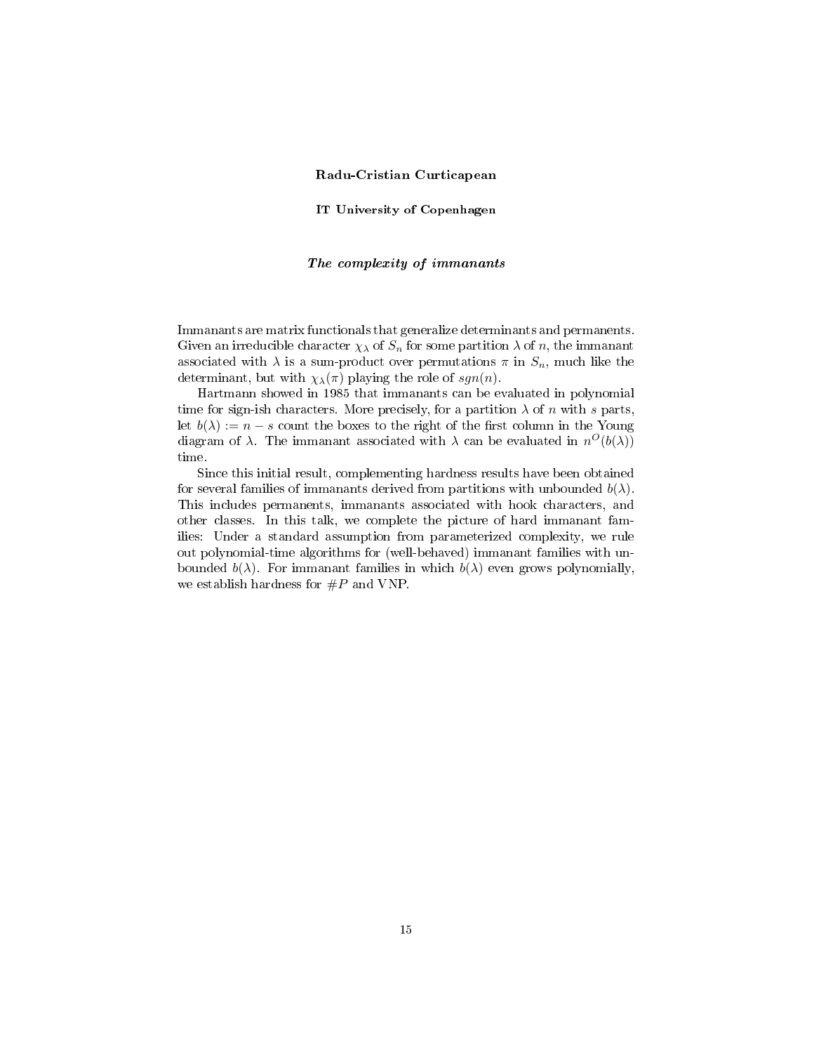**Radu-Cristian Curticapean**

**IT University of Copenhagen**

***The complexity of immanants***

Immanants are matrix functionals that generalize determinants and permanents. Given an irreducible character $\chi_\lambda$ of $S_n$ for some partition $\lambda$ of $n$, the immanant associated with $\lambda$ is a sum-product over permutations $\pi$ in $S_n$, much like the determinant, but with $\chi_\lambda(\pi)$ playing the role of $sgn(n)$.

Hartmann showed in 1985 that immanants can be evaluated in polynomial time for sign-ish characters. More precisely, for a partition $\lambda$ of $n$ with $s$ parts, let $b(\lambda) := n - s$ count the boxes to the right of the first column in the Young diagram of $\lambda$. The immanant associated with $\lambda$ can be evaluated in $n^O(b(\lambda))$ time.

Since this initial result, complementing hardness results have been obtained for several families of immanants derived from partitions with unbounded $b(\lambda)$. This includes permanents, immanants associated with hook characters, and other classes. In this talk, we complete the picture of hard immanant families: Under a standard assumption from parameterized complexity, we rule out polynomial-time algorithms for (well-behaved) immanant families with unbounded $b(\lambda)$. For immanant families in which $b(\lambda)$ even grows polynomially, we establish hardness for #P and VNP.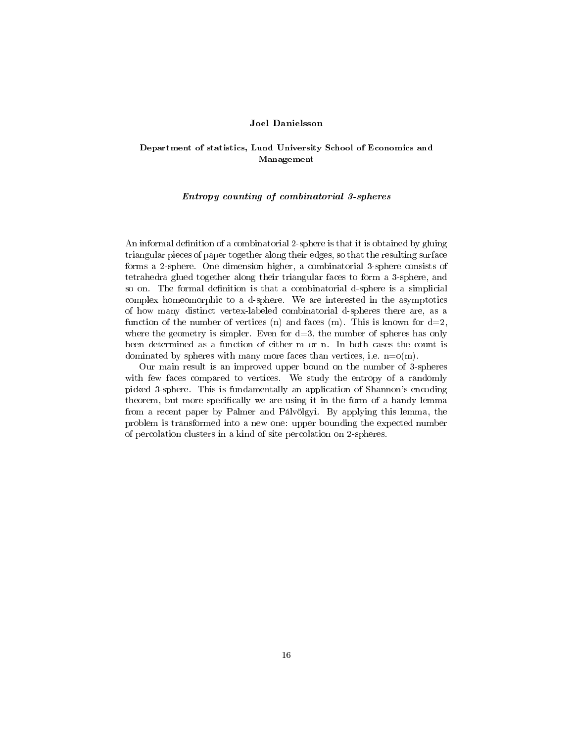**Joel Danielsson**

**Department of statistics, Lund University School of Economics and Management**

***Entropy counting of combinatorial 3-spheres***

An informal definition of a combinatorial 2-sphere is that it is obtained by gluing triangular pieces of paper together along their edges, so that the resulting surface forms a 2-sphere. One dimension higher, a combinatorial 3-sphere consists of tetrahedra glued together along their triangular faces to form a 3-sphere, and so on. The formal definition is that a combinatorial d-sphere is a simplicial complex homeomorphic to a d-sphere. We are interested in the asymptotics of how many distinct vertex-labeled combinatorial d-spheres there are, as a function of the number of vertices (n) and faces (m). This is known for d=2, where the geometry is simpler. Even for d=3, the number of spheres has only been determined as a function of either m or n. In both cases the count is dominated by spheres with many more faces than vertices, i.e. n=o(m).

Our main result is an improved upper bound on the number of 3-spheres with few faces compared to vertices. We study the entropy of a randomly picked 3-sphere. This is fundamentally an application of Shannon's encoding theorem, but more specifically we are using it in the form of a handy lemma from a recent paper by Palmer and Pálvölgyi. By applying this lemma, the problem is transformed into a new one: upper bounding the expected number of percolation clusters in a kind of site percolation on 2-spheres.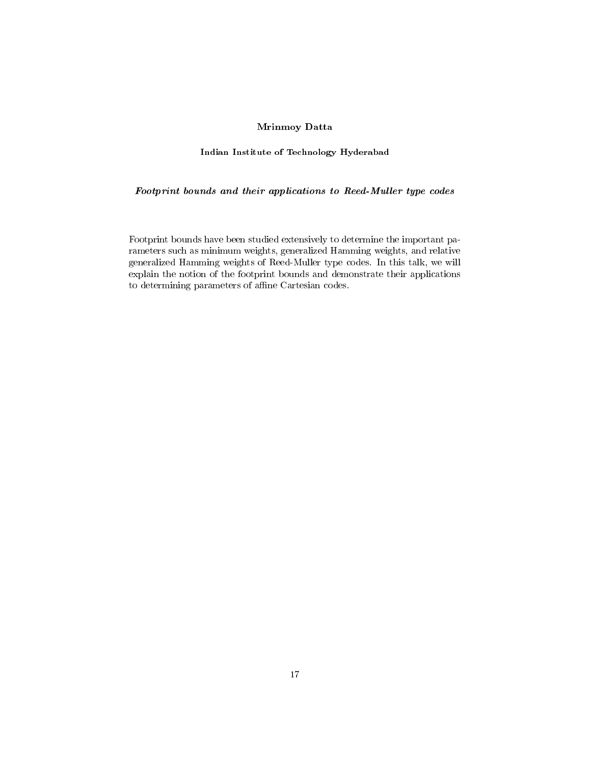**Mrinmoy Datta**

**Indian Institute of Technology Hyderabad**

***Footprint bounds and their applications to Reed-Muller type codes***

Footprint bounds have been studied extensively to determine the important parameters such as minimum weights, generalized Hamming weights, and relative generalized Hamming weights of Reed-Muller type codes. In this talk, we will explain the notion of the footprint bounds and demonstrate their applications to determining parameters of affine Cartesian codes.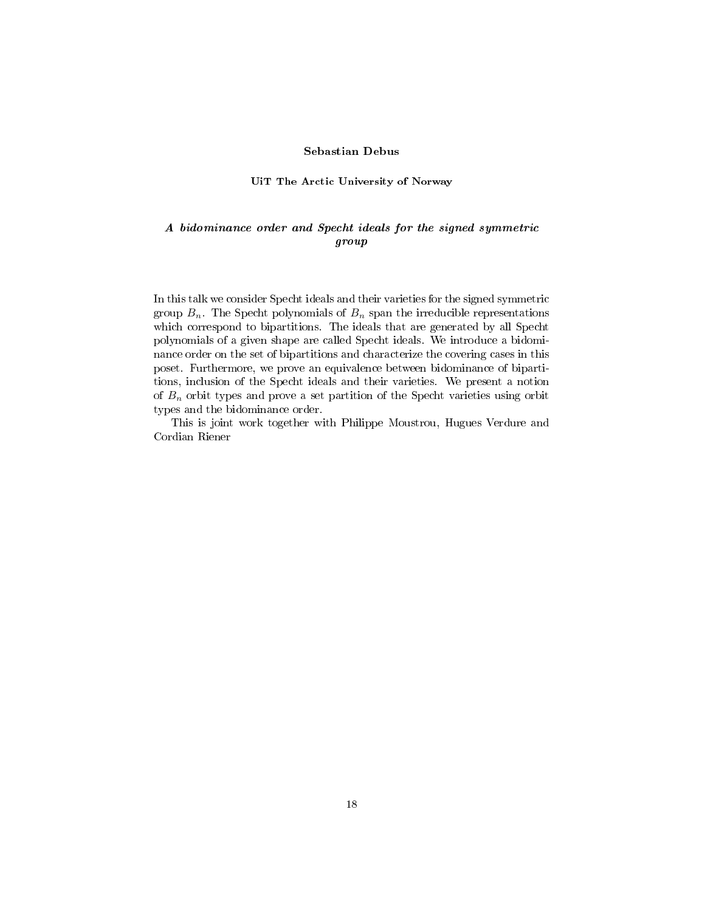**Sebastian Debus**

**UiT The Arctic University of Norway**

***A bidominance order and Specht ideals for the signed symmetric group***

In this talk we consider Specht ideals and their varieties for the signed symmetric group $B_n$. The Specht polynomials of $B_n$ span the irreducible representations which correspond to bipartitions. The ideals that are generated by all Specht polynomials of a given shape are called Specht ideals. We introduce a bidominance order on the set of bipartitions and characterize the covering cases in this poset. Furthermore, we prove an equivalence between bidominance of bipartitions, inclusion of the Specht ideals and their varieties. We present a notion of $B_n$ orbit types and prove a set partition of the Specht varieties using orbit types and the bidominance order.

This is joint work together with Philippe Moustrou, Hugues Verdure and Cordian Riener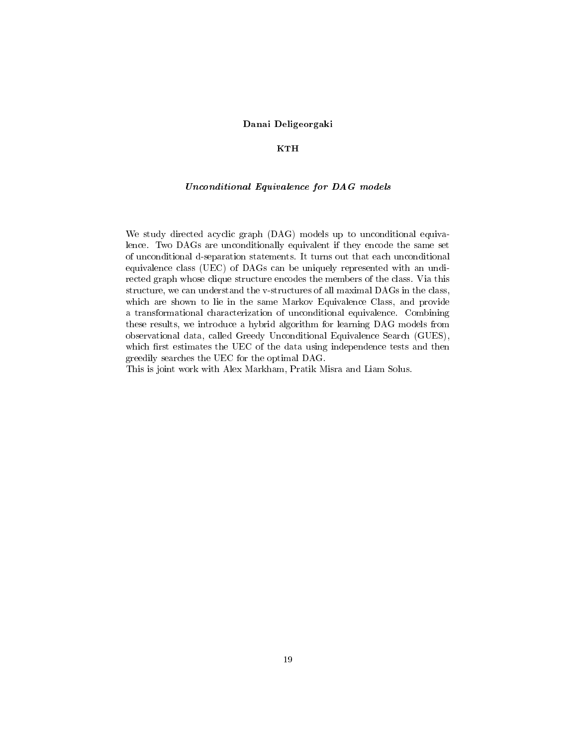**Danai Deligeorgaki**

**KTH**

***Unconditional Equivalence for DAG models***

We study directed acyclic graph (DAG) models up to unconditional equivalence. Two DAGs are unconditionally equivalent if they encode the same set of unconditional d-separation statements. It turns out that each unconditional equivalence class (UEC) of DAGs can be uniquely represented with an undirected graph whose clique structure encodes the members of the class. Via this structure, we can understand the v-structures of all maximal DAGs in the class, which are shown to lie in the same Markov Equivalence Class, and provide a transformational characterization of unconditional equivalence. Combining these results, we introduce a hybrid algorithm for learning DAG models from observational data, called Greedy Unconditional Equivalence Search (GUES), which first estimates the UEC of the data using independence tests and then greedily searches the UEC for the optimal DAG.
This is joint work with Alex Markham, Pratik Misra and Liam Solus.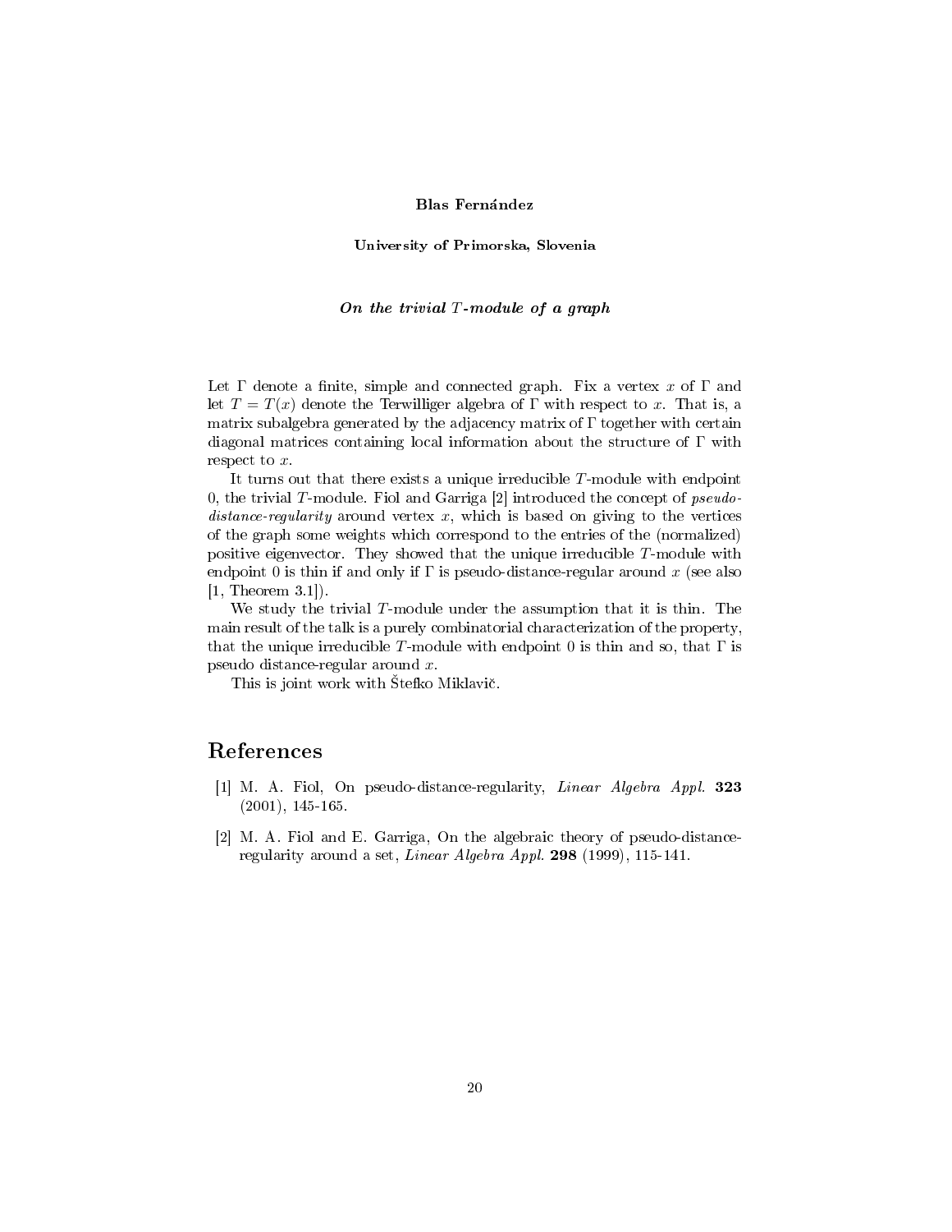**Blas Fernández**

**University of Primorska, Slovenia**

***On the trivial $T$-module of a graph***

Let $\Gamma$ denote a finite, simple and connected graph. Fix a vertex $x$ of $\Gamma$ and let $T = T(x)$ denote the Terwilliger algebra of $\Gamma$ with respect to $x$. That is, a matrix subalgebra generated by the adjacency matrix of $\Gamma$ together with certain diagonal matrices containing local information about the structure of $\Gamma$ with respect to $x$.

It turns out that there exists a unique irreducible $T$-module with endpoint 0, the trivial $T$-module. Fiol and Garriga [2] introduced the concept of *pseudo-distance-regularity* around vertex $x$, which is based on giving to the vertices of the graph some weights which correspond to the entries of the (normalized) positive eigenvector. They showed that the unique irreducible $T$-module with endpoint 0 is thin if and only if $\Gamma$ is pseudo-distance-regular around $x$ (see also [1, Theorem 3.1]).

We study the trivial $T$-module under the assumption that it is thin. The main result of the talk is a purely combinatorial characterization of the property, that the unique irreducible $T$-module with endpoint 0 is thin and so, that $\Gamma$ is pseudo distance-regular around $x$.

This is joint work with Štefko Miklavič.

## References

[1] M. A. Fiol, On pseudo-distance-regularity, *Linear Algebra Appl.* **323** (2001), 145-165.

[2] M. A. Fiol and E. Garriga, On the algebraic theory of pseudo-distance-regularity around a set, *Linear Algebra Appl.* **298** (1999), 115-141.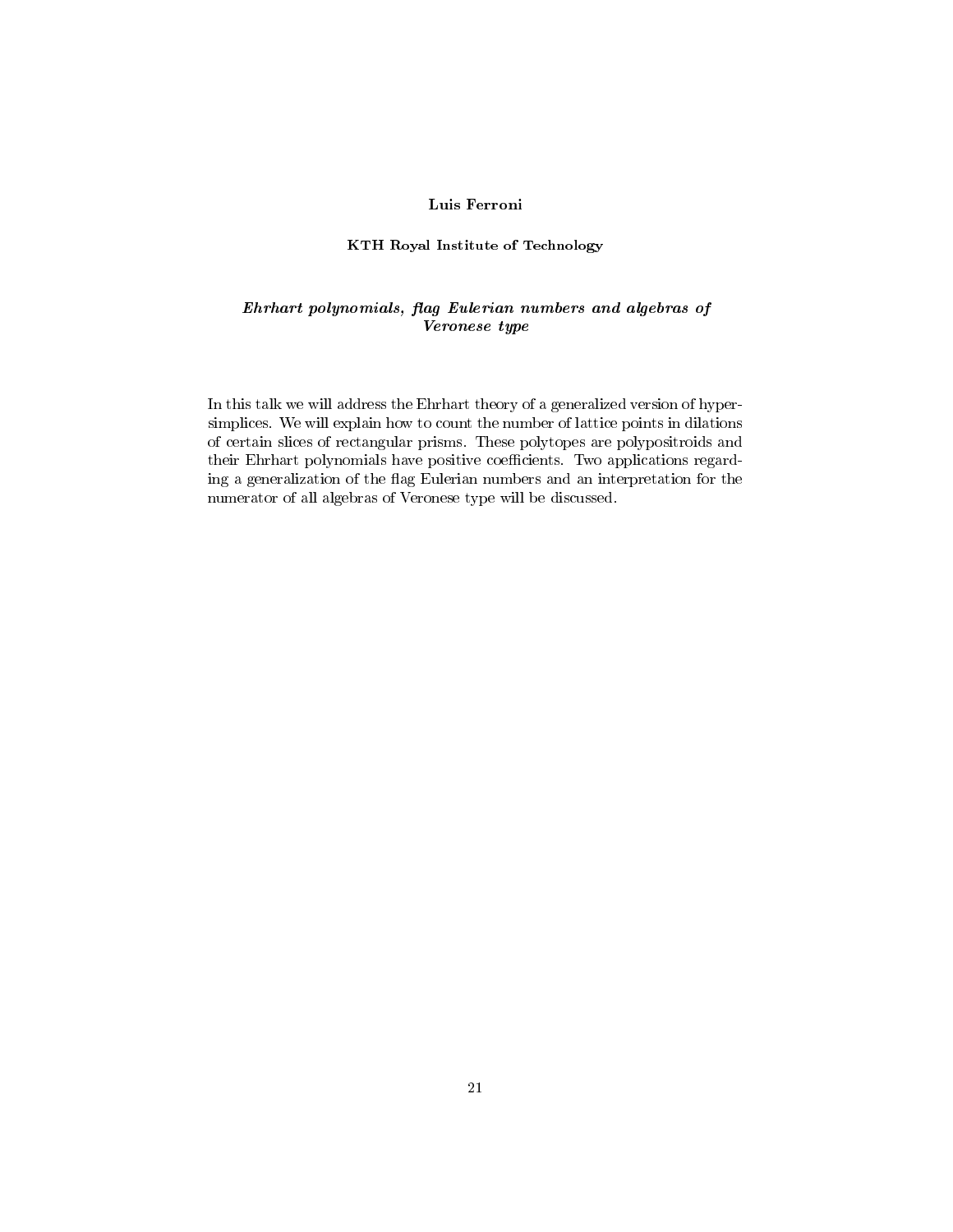**Luis Ferroni**

**KTH Royal Institute of Technology**

***Ehrhart polynomials, flag Eulerian numbers and algebras of Veronese type***

In this talk we will address the Ehrhart theory of a generalized version of hypersimplices. We will explain how to count the number of lattice points in dilations of certain slices of rectangular prisms. These polytopes are polypositroids and their Ehrhart polynomials have positive coefficients. Two applications regarding a generalization of the flag Eulerian numbers and an interpretation for the numerator of all algebras of Veronese type will be discussed.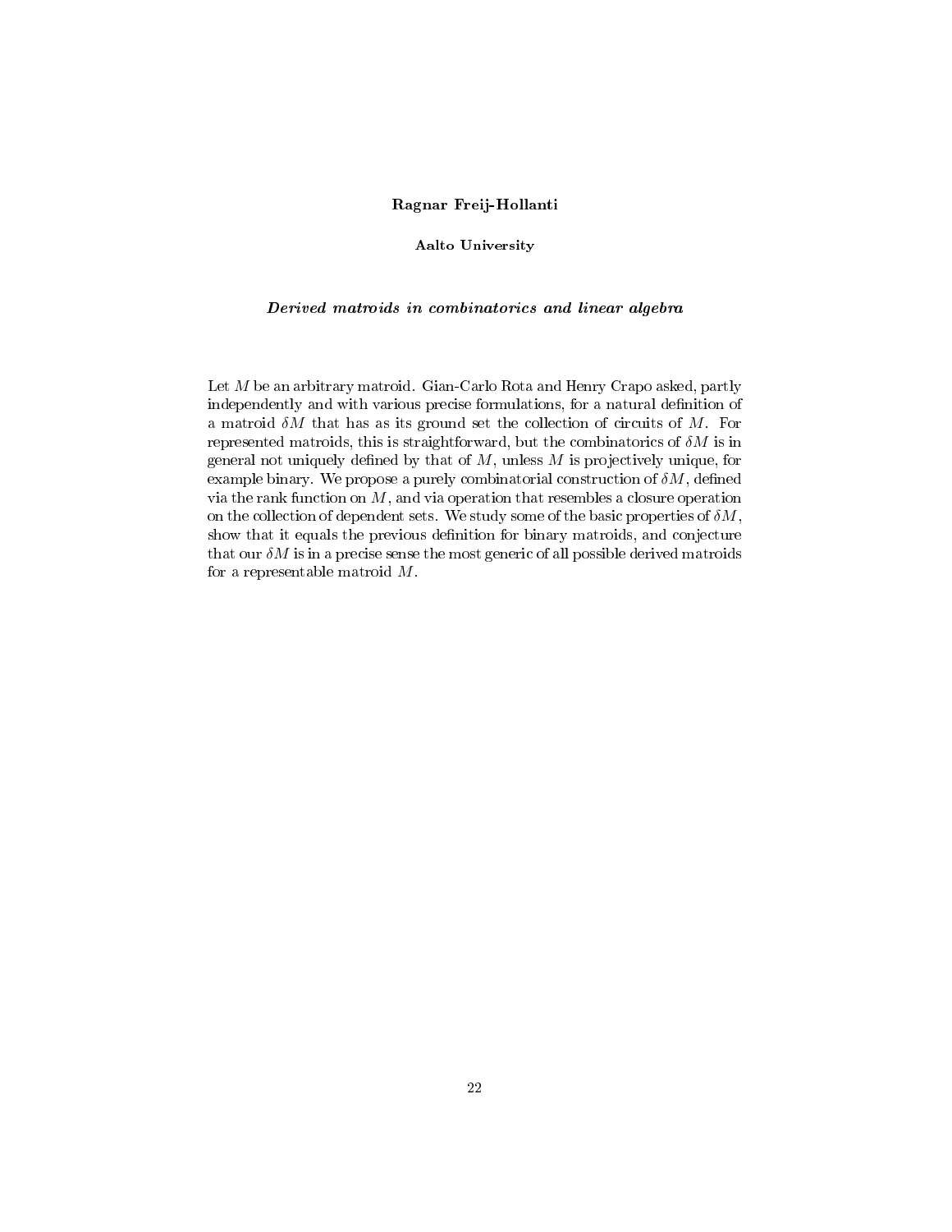**Ragnar Freij-Hollanti**

**Aalto University**

***Derived matroids in combinatorics and linear algebra***

Let $M$ be an arbitrary matroid. Gian-Carlo Rota and Henry Crapo asked, partly independently and with various precise formulations, for a natural definition of a matroid $\delta M$ that has as its ground set the collection of circuits of $M$. For represented matroids, this is straightforward, but the combinatorics of $\delta M$ is in general not uniquely defined by that of $M$, unless $M$ is projectively unique, for example binary. We propose a purely combinatorial construction of $\delta M$, defined via the rank function on $M$, and via operation that resembles a closure operation on the collection of dependent sets. We study some of the basic properties of $\delta M$, show that it equals the previous definition for binary matroids, and conjecture that our $\delta M$ is in a precise sense the most generic of all possible derived matroids for a representable matroid $M$.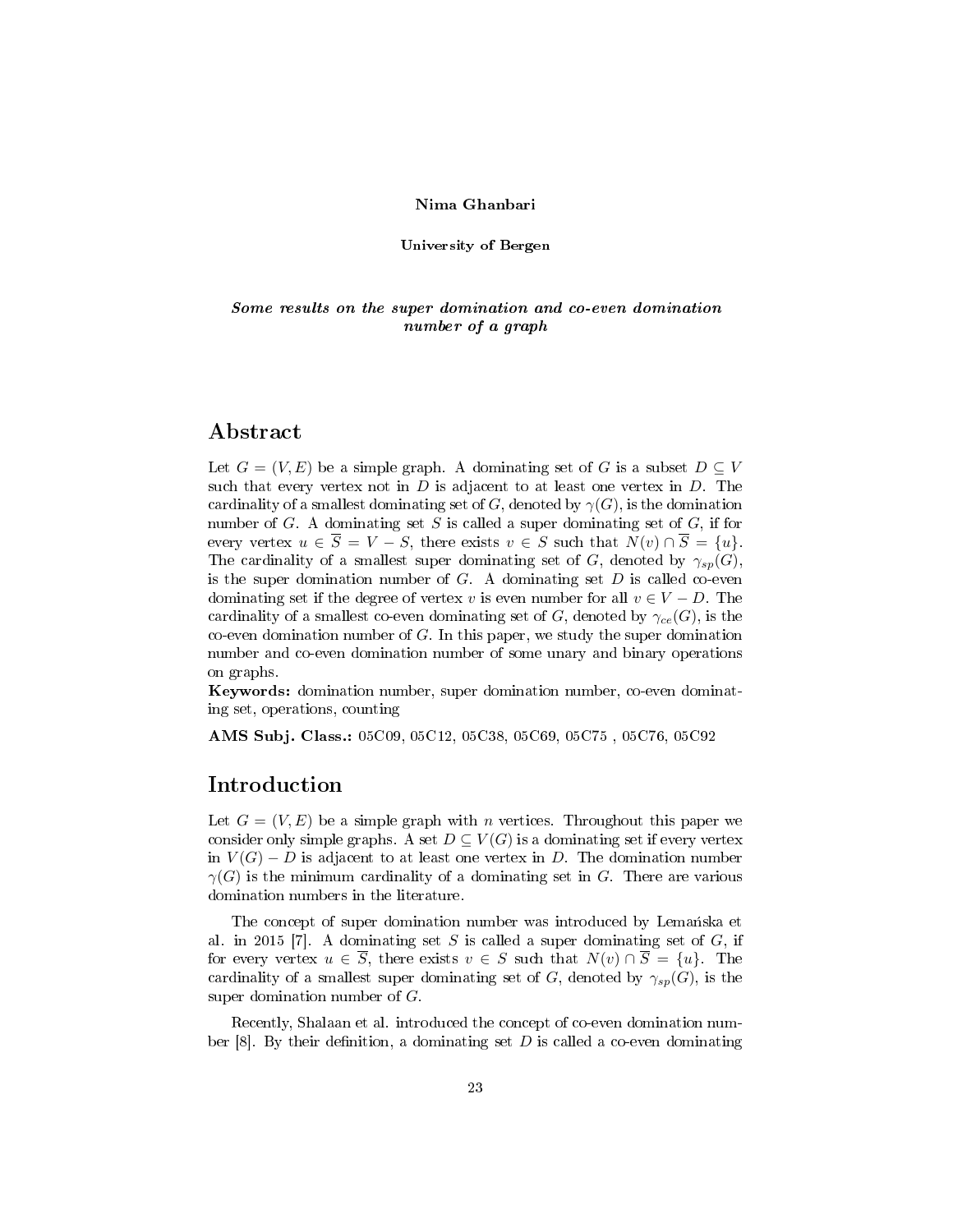**Nima Ghanbari**

**University of Bergen**

***Some results on the super domination and co-even domination number of a graph***

## Abstract

Let $G = (V, E)$ be a simple graph. A dominating set of $G$ is a subset $D \subseteq V$ such that every vertex not in $D$ is adjacent to at least one vertex in $D$. The cardinality of a smallest dominating set of $G$, denoted by $\gamma(G)$, is the domination number of $G$. A dominating set $S$ is called a super dominating set of $G$, if for every vertex $u \in \overline{S} = V - S$, there exists $v \in S$ such that $N(v) \cap \overline{S} = \{u\}$. The cardinality of a smallest super dominating set of $G$, denoted by $\gamma_{sp}(G)$, is the super domination number of $G$. A dominating set $D$ is called co-even dominating set if the degree of vertex $v$ is even number for all $v \in V - D$. The cardinality of a smallest co-even dominating set of $G$, denoted by $\gamma_{ce}(G)$, is the co-even domination number of $G$. In this paper, we study the super domination number and co-even domination number of some unary and binary operations on graphs.

**Keywords:** domination number, super domination number, co-even dominating set, operations, counting

**AMS Subj. Class.:** 05C09, 05C12, 05C38, 05C69, 05C75 , 05C76, 05C92

## Introduction

Let $G = (V, E)$ be a simple graph with $n$ vertices. Throughout this paper we consider only simple graphs. A set $D \subseteq V(G)$ is a dominating set if every vertex in $V(G) - D$ is adjacent to at least one vertex in $D$. The domination number $\gamma(G)$ is the minimum cardinality of a dominating set in $G$. There are various domination numbers in the literature.

The concept of super domination number was introduced by Lemańska et al. in 2015 [7]. A dominating set $S$ is called a super dominating set of $G$, if for every vertex $u \in \overline{S}$, there exists $v \in S$ such that $N(v) \cap \overline{S} = \{u\}$. The cardinality of a smallest super dominating set of $G$, denoted by $\gamma_{sp}(G)$, is the super domination number of $G$.

Recently, Shalaan et al. introduced the concept of co-even domination number [8]. By their definition, a dominating set $D$ is called a co-even dominating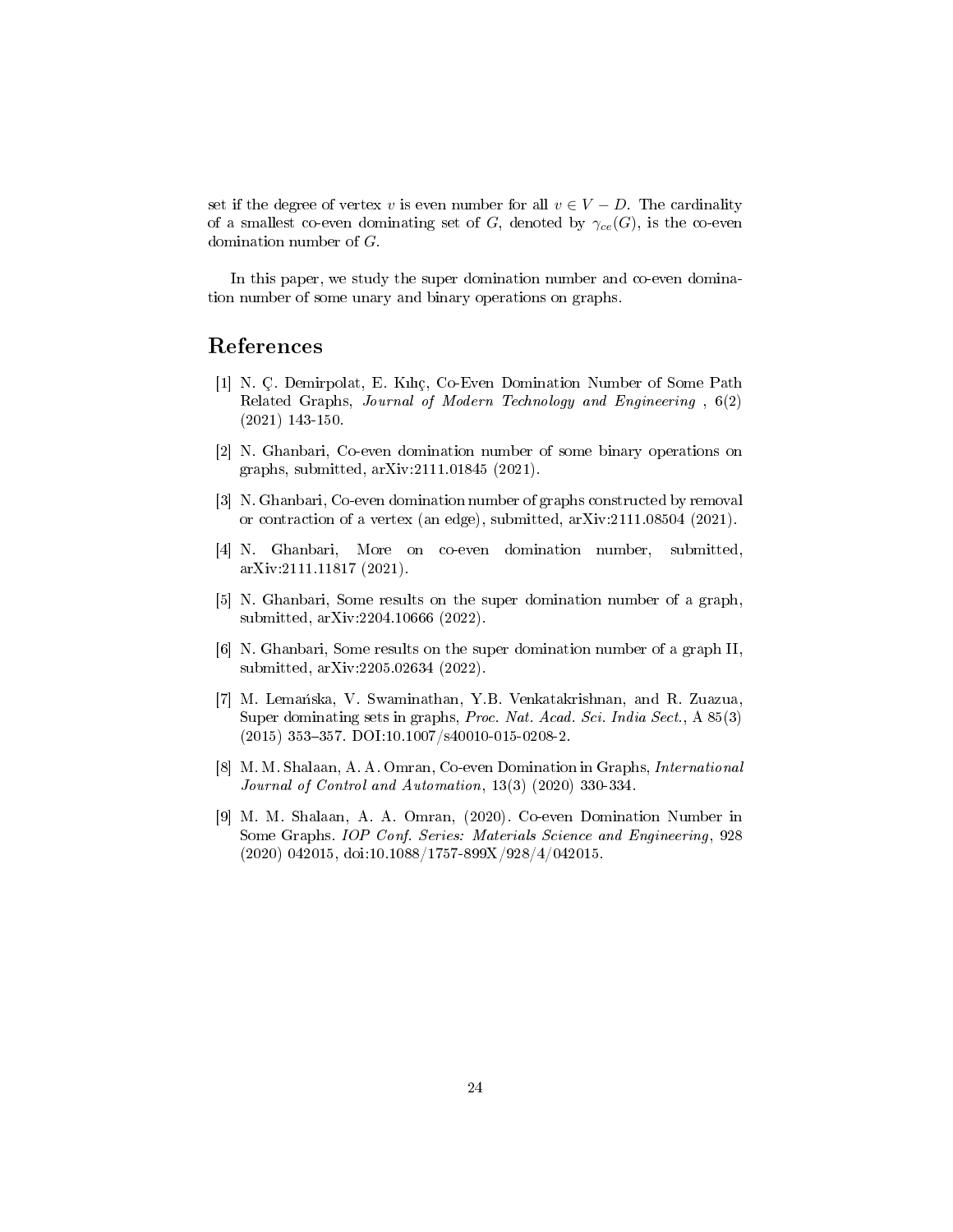set if the degree of vertex $v$ is even number for all $v \in V - D$. The cardinality of a smallest co-even dominating set of $G$, denoted by $\gamma_{ce}(G)$, is the co-even domination number of $G$.

In this paper, we study the super domination number and co-even domination number of some unary and binary operations on graphs.

## References

[1] N. Ç. Demirpolat, E. Kılıç, Co-Even Domination Number of Some Path Related Graphs, *Journal of Modern Technology and Engineering* , 6(2) (2021) 143-150.

[2] N. Ghanbari, Co-even domination number of some binary operations on graphs, submitted, arXiv:2111.01845 (2021).

[3] N. Ghanbari, Co-even domination number of graphs constructed by removal or contraction of a vertex (an edge), submitted, arXiv:2111.08504 (2021).

[4] N. Ghanbari, More on co-even domination number, submitted, arXiv:2111.11817 (2021).

[5] N. Ghanbari, Some results on the super domination number of a graph, submitted, arXiv:2204.10666 (2022).

[6] N. Ghanbari, Some results on the super domination number of a graph II, submitted, arXiv:2205.02634 (2022).

[7] M. Lemańska, V. Swaminathan, Y.B. Venkatakrishnan, and R. Zuazua, Super dominating sets in graphs, *Proc. Nat. Acad. Sci. India Sect.*, A 85(3) (2015) 353–357. DOI:10.1007/s40010-015-0208-2.

[8] M. M. Shalaan, A. A. Omran, Co-even Domination in Graphs, *International Journal of Control and Automation*, 13(3) (2020) 330-334.

[9] M. M. Shalaan, A. A. Omran, (2020). Co-even Domination Number in Some Graphs. *IOP Conf. Series: Materials Science and Engineering*, 928 (2020) 042015, doi:10.1088/1757-899X/928/4/042015.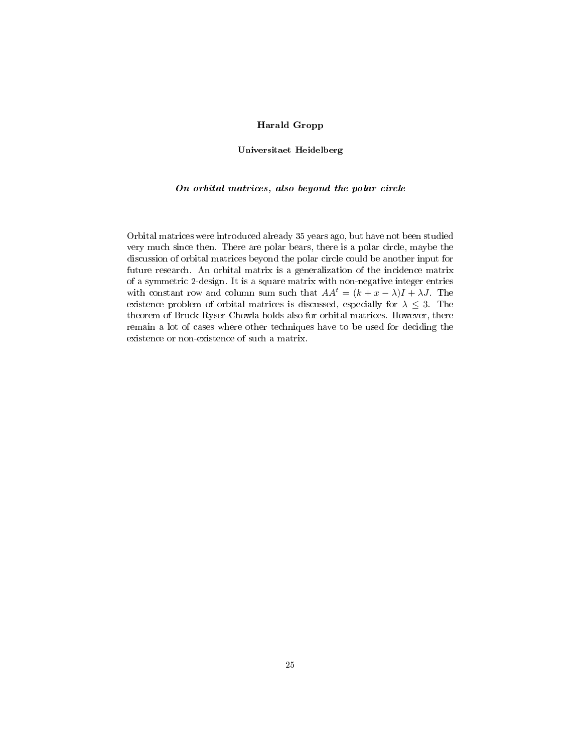**Harald Gropp**

**Universitaet Heidelberg**

***On orbital matrices, also beyond the polar circle***

Orbital matrices were introduced already 35 years ago, but have not been studied very much since then. There are polar bears, there is a polar circle, maybe the discussion of orbital matrices beyond the polar circle could be another input for future research. An orbital matrix is a generalization of the incidence matrix of a symmetric 2-design. It is a square matrix with non-negative integer entries with constant row and column sum such that $AA^t = (k + x - \lambda)I + \lambda J$. The existence problem of orbital matrices is discussed, especially for $\lambda \leq 3$. The theorem of Bruck-Ryser-Chowla holds also for orbital matrices. However, there remain a lot of cases where other techniques have to be used for deciding the existence or non-existence of such a matrix.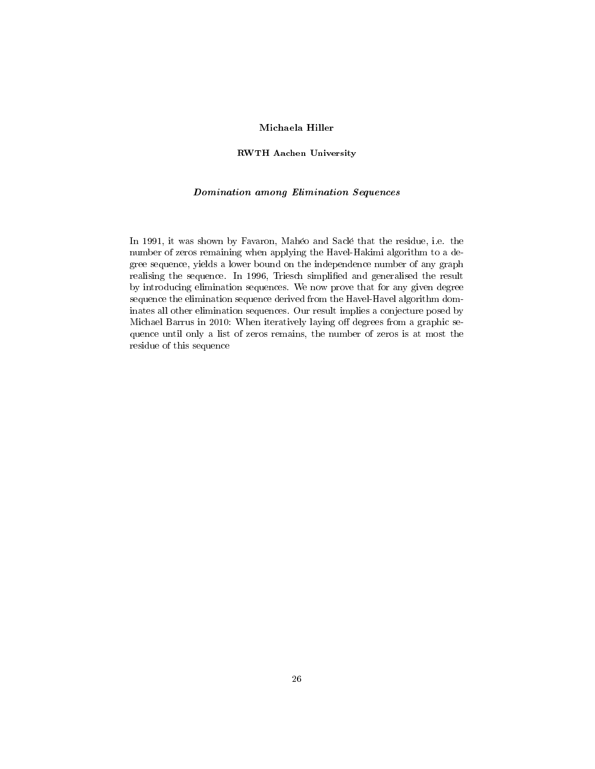**Michaela Hiller**

**RWTH Aachen University**

***Domination among Elimination Sequences***

In 1991, it was shown by Favaron, Mahéo and Saclé that the residue, i.e. the number of zeros remaining when applying the Havel-Hakimi algorithm to a degree sequence, yields a lower bound on the independence number of any graph realising the sequence. In 1996, Triesch simplified and generalised the result by introducing elimination sequences. We now prove that for any given degree sequence the elimination sequence derived from the Havel-Havel algorithm dominates all other elimination sequences. Our result implies a conjecture posed by Michael Barrus in 2010: When iteratively laying off degrees from a graphic sequence until only a list of zeros remains, the number of zeros is at most the residue of this sequence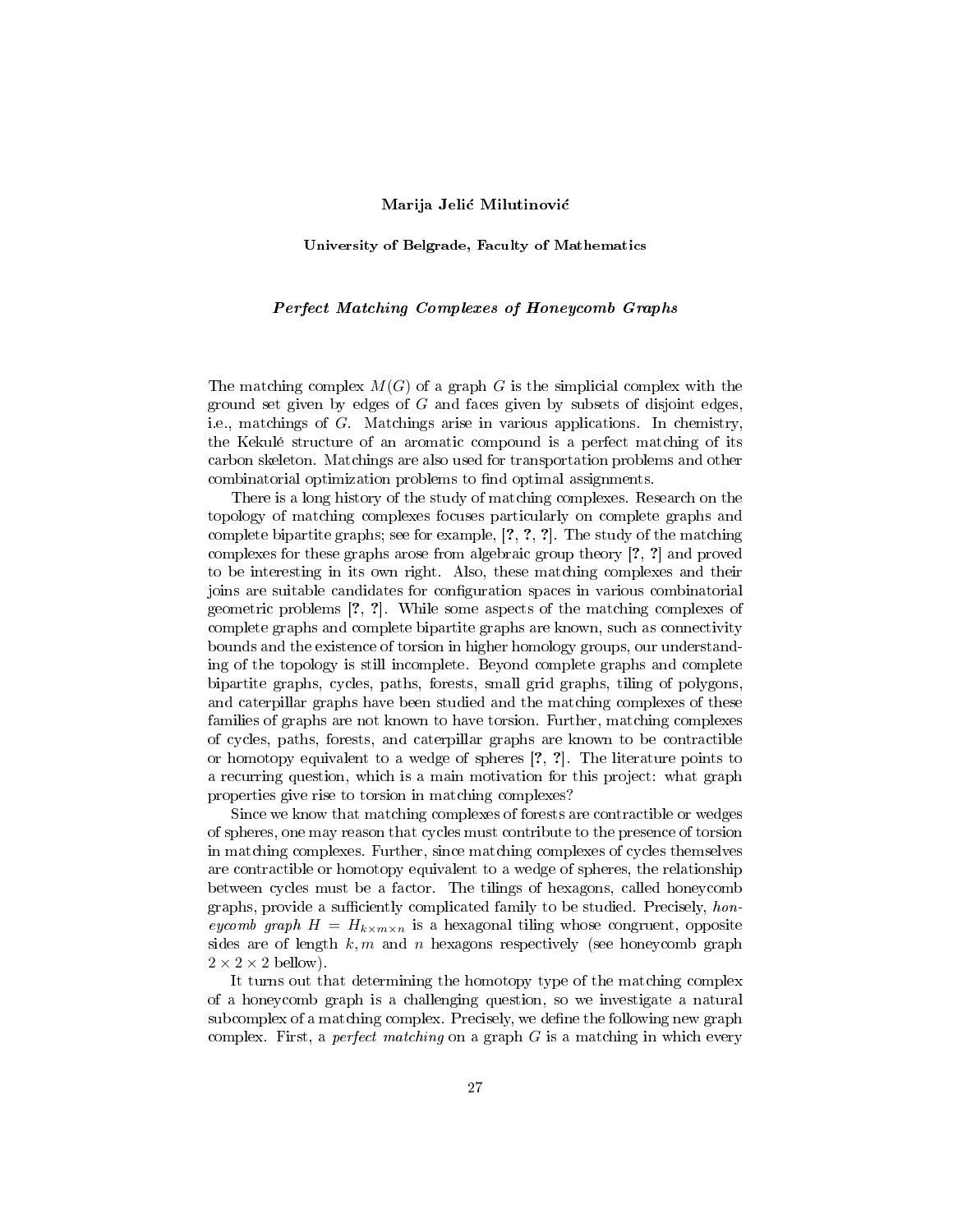**Marija Jelić Milutinović**

**University of Belgrade, Faculty of Mathematics**

***Perfect Matching Complexes of Honeycomb Graphs***

The matching complex $M(G)$ of a graph $G$ is the simplicial complex with the ground set given by edges of $G$ and faces given by subsets of disjoint edges, i.e., matchings of $G$. Matchings arise in various applications. In chemistry, the Kekulé structure of an aromatic compound is a perfect matching of its carbon skeleton. Matchings are also used for transportation problems and other combinatorial optimization problems to find optimal assignments.

There is a long history of the study of matching complexes. Research on the topology of matching complexes focuses particularly on complete graphs and complete bipartite graphs; see for example, [?, ?, ?]. The study of the matching complexes for these graphs arose from algebraic group theory [?, ?] and proved to be interesting in its own right. Also, these matching complexes and their joins are suitable candidates for configuration spaces in various combinatorial geometric problems [?, ?]. While some aspects of the matching complexes of complete graphs and complete bipartite graphs are known, such as connectivity bounds and the existence of torsion in higher homology groups, our understanding of the topology is still incomplete. Beyond complete graphs and complete bipartite graphs, cycles, paths, forests, small grid graphs, tiling of polygons, and caterpillar graphs have been studied and the matching complexes of these families of graphs are not known to have torsion. Further, matching complexes of cycles, paths, forests, and caterpillar graphs are known to be contractible or homotopy equivalent to a wedge of spheres [?, ?]. The literature points to a recurring question, which is a main motivation for this project: what graph properties give rise to torsion in matching complexes?

Since we know that matching complexes of forests are contractible or wedges of spheres, one may reason that cycles must contribute to the presence of torsion in matching complexes. Further, since matching complexes of cycles themselves are contractible or homotopy equivalent to a wedge of spheres, the relationship between cycles must be a factor. The tilings of hexagons, called honeycomb graphs, provide a sufficiently complicated family to be studied. Precisely, *honeycomb graph* $H = H_{k\times m\times n}$ is a hexagonal tiling whose congruent, opposite sides are of length $k, m$ and $n$ hexagons respectively (see honeycomb graph $2 \times 2 \times 2$ bellow).

It turns out that determining the homotopy type of the matching complex of a honeycomb graph is a challenging question, so we investigate a natural subcomplex of a matching complex. Precisely, we define the following new graph complex. First, a *perfect matching* on a graph $G$ is a matching in which every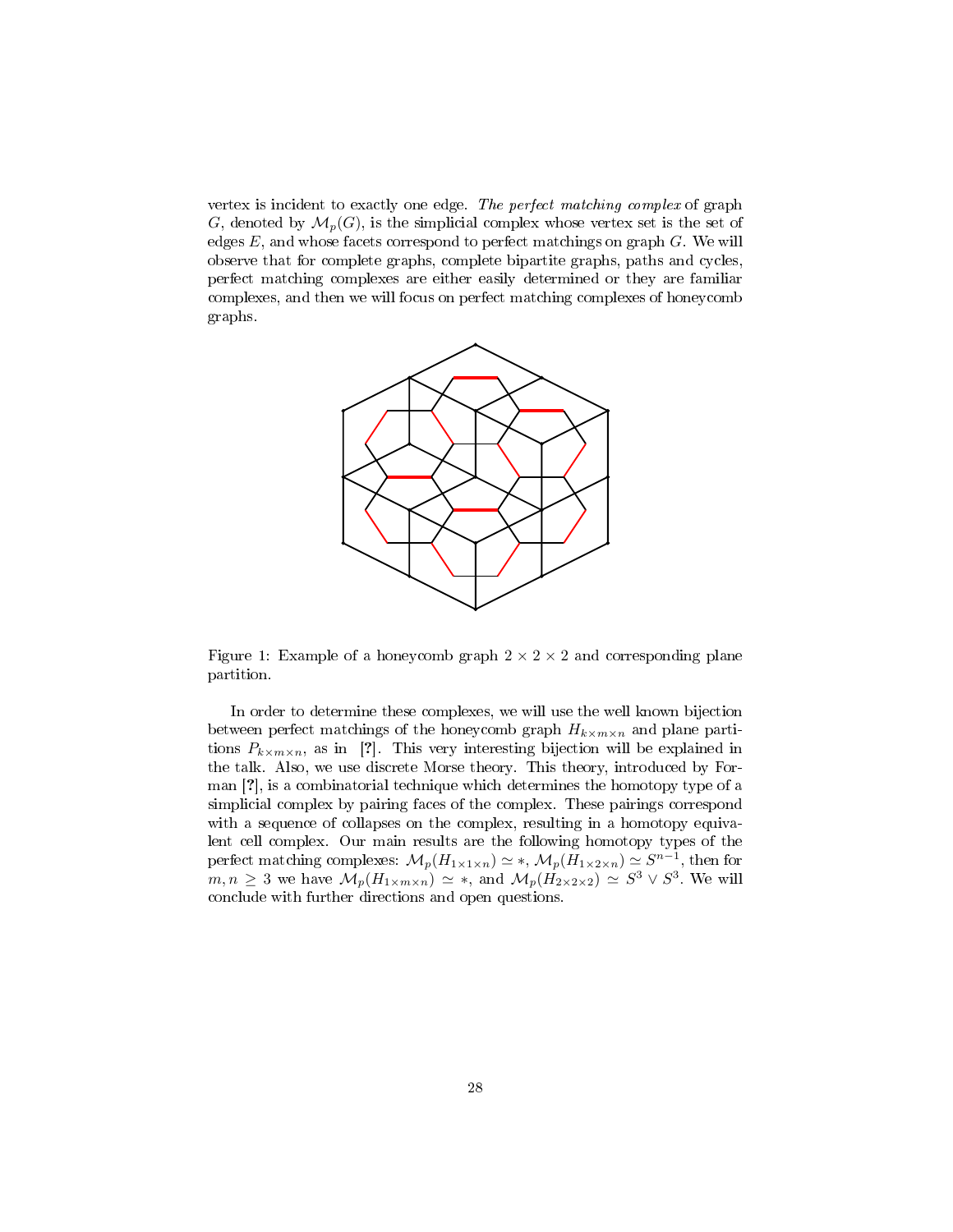vertex is incident to exactly one edge. *The perfect matching complex* of graph $G$, denoted by $\mathcal{M}_p(G)$, is the simplicial complex whose vertex set is the set of edges $E$, and whose facets correspond to perfect matchings on graph $G$. We will observe that for complete graphs, complete bipartite graphs, paths and cycles, perfect matching complexes are either easily determined or they are familiar complexes, and then we will focus on perfect matching complexes of honeycomb graphs.

Figure 1: Example of a honeycomb graph $2 \times 2 \times 2$ and corresponding plane partition.

In order to determine these complexes, we will use the well known bijection between perfect matchings of the honeycomb graph $H_{k \times m \times n}$ and plane partitions $P_{k \times m \times n}$, as in [?]. This very interesting bijection will be explained in the talk. Also, we use discrete Morse theory. This theory, introduced by Forman [?], is a combinatorial technique which determines the homotopy type of a simplicial complex by pairing faces of the complex. These pairings correspond with a sequence of collapses on the complex, resulting in a homotopy equivalent cell complex. Our main results are the following homotopy types of the perfect matching complexes: $\mathcal{M}_p(H_{1 \times 1 \times n}) \simeq *$, $\mathcal{M}_p(H_{1 \times 2 \times n}) \simeq S^{n-1}$, then for $m, n \geq 3$ we have $\mathcal{M}_p(H_{1 \times m \times n}) \simeq *$, and $\mathcal{M}_p(H_{2 \times 2 \times 2}) \simeq S^3 \vee S^3$. We will conclude with further directions and open questions.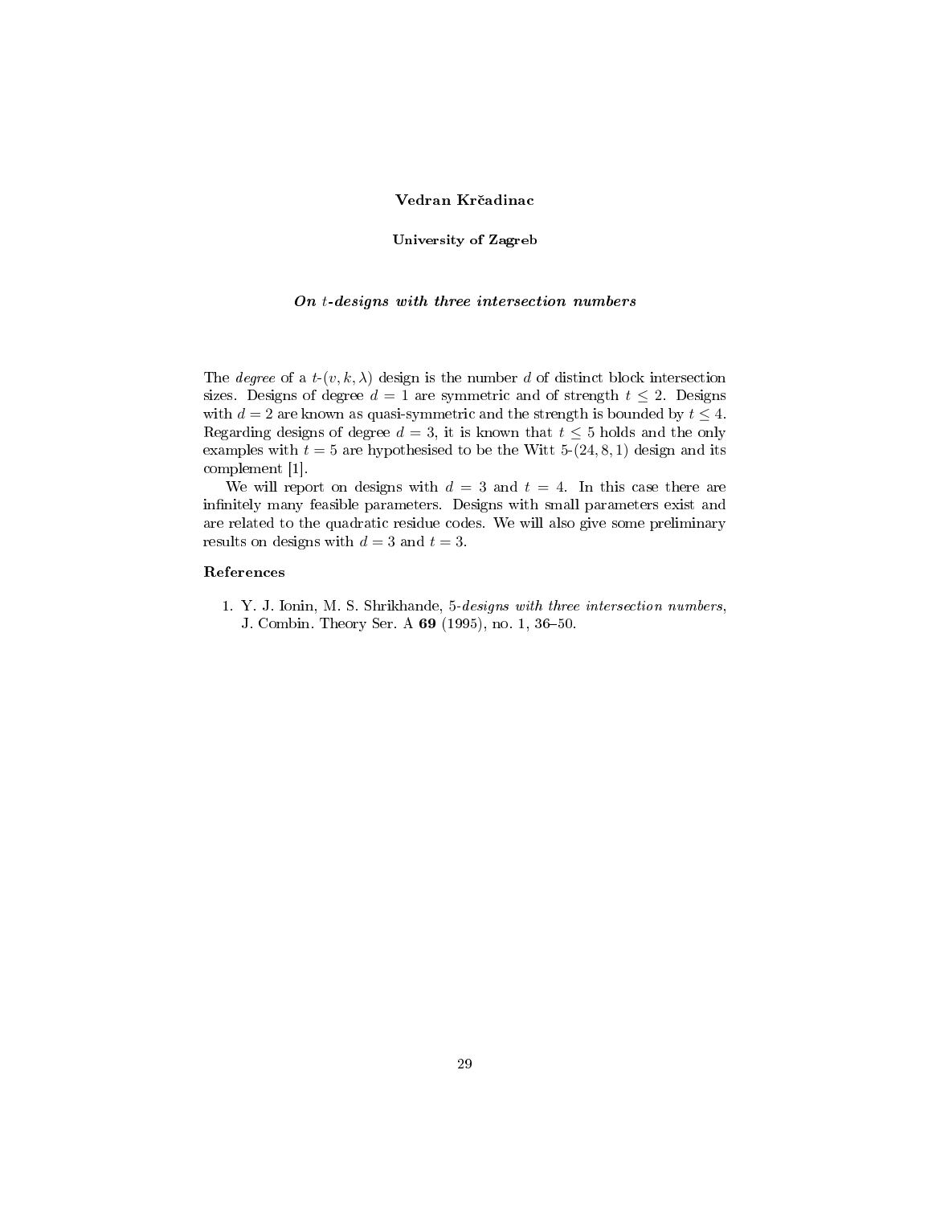**Vedran Krčadinac**

**University of Zagreb**

***On t-designs with three intersection numbers***

The *degree* of a $t$-$(v, k, \lambda)$ design is the number $d$ of distinct block intersection sizes. Designs of degree $d = 1$ are symmetric and of strength $t \leq 2$. Designs with $d = 2$ are known as quasi-symmetric and the strength is bounded by $t \leq 4$. Regarding designs of degree $d = 3$, it is known that $t \leq 5$ holds and the only examples with $t = 5$ are hypothesised to be the Witt 5-$(24, 8, 1)$ design and its complement [1].

We will report on designs with $d = 3$ and $t = 4$. In this case there are infinitely many feasible parameters. Designs with small parameters exist and are related to the quadratic residue codes. We will also give some preliminary results on designs with $d = 3$ and $t = 3$.

## References

1. Y. J. Ionin, M. S. Shrikhande, *5-designs with three intersection numbers*, J. Combin. Theory Ser. A **69** (1995), no. 1, 36–50.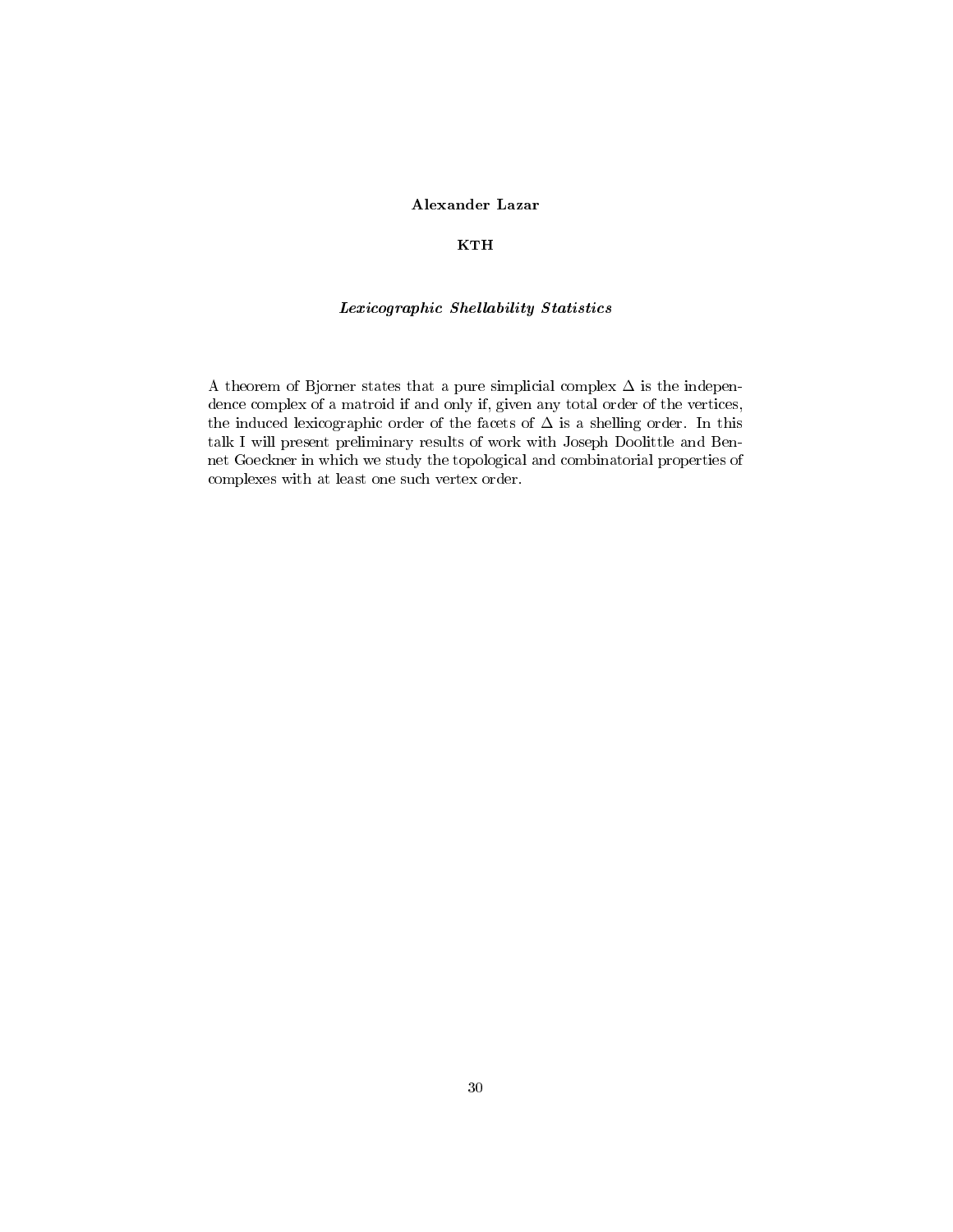**Alexander Lazar**

**KTH**

***Lexicographic Shellability Statistics***

A theorem of Bjorner states that a pure simplicial complex $\Delta$ is the independence complex of a matroid if and only if, given any total order of the vertices, the induced lexicographic order of the facets of $\Delta$ is a shelling order. In this talk I will present preliminary results of work with Joseph Doolittle and Bennet Goeckner in which we study the topological and combinatorial properties of complexes with at least one such vertex order.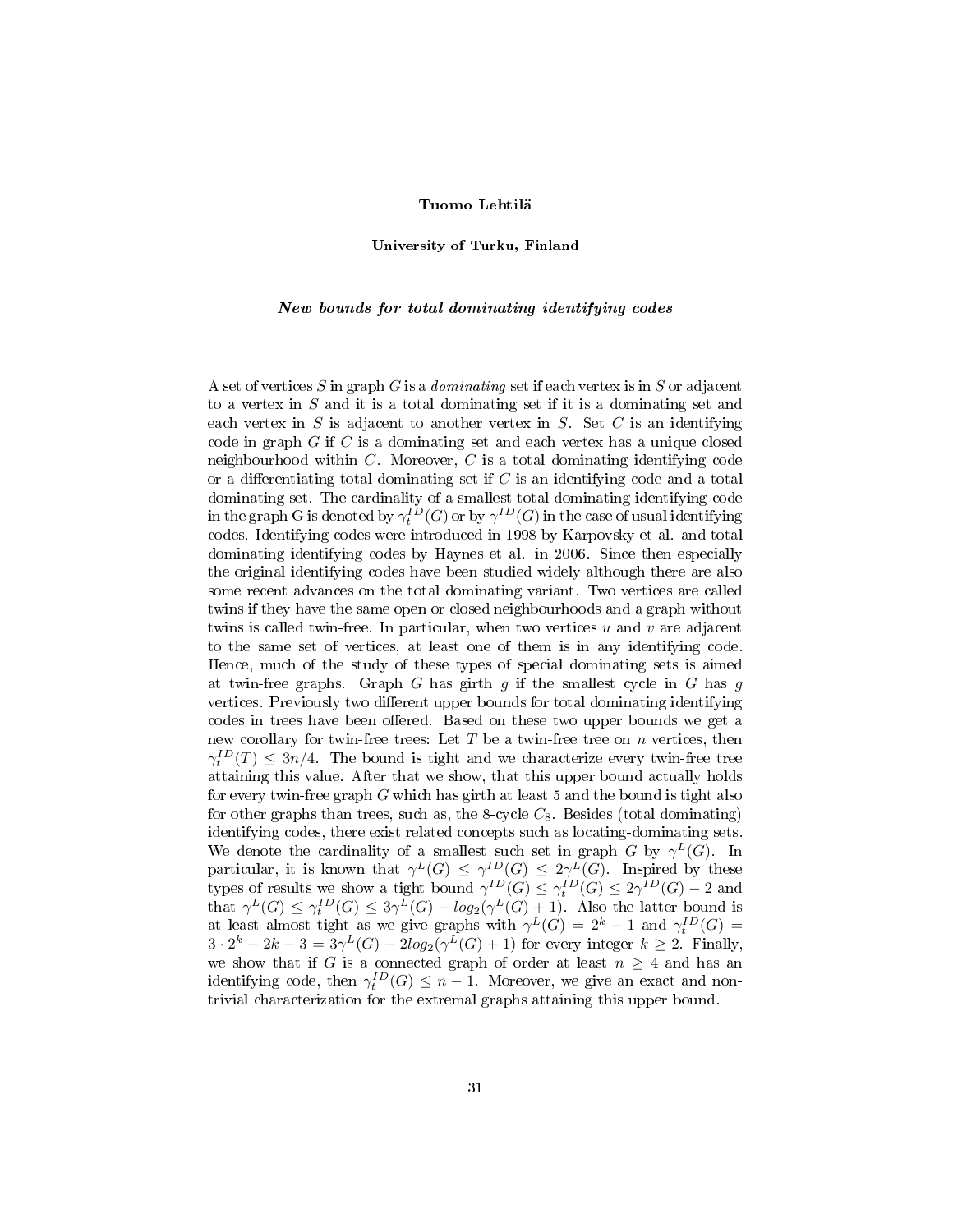**Tuomo Lehtilä**

**University of Turku, Finland**

***New bounds for total dominating identifying codes***

A set of vertices $S$ in graph $G$ is a *dominating* set if each vertex is in $S$ or adjacent to a vertex in $S$ and it is a total dominating set if it is a dominating set and each vertex in $S$ is adjacent to another vertex in $S$. Set $C$ is an identifying code in graph $G$ if $C$ is a dominating set and each vertex has a unique closed neighbourhood within $C$. Moreover, $C$ is a total dominating identifying code or a differentiating-total dominating set if $C$ is an identifying code and a total dominating set. The cardinality of a smallest total dominating identifying code in the graph G is denoted by $\gamma_t^{ID}(G)$ or by $\gamma^{ID}(G)$ in the case of usual identifying codes. Identifying codes were introduced in 1998 by Karpovsky et al. and total dominating identifying codes by Haynes et al. in 2006. Since then especially the original identifying codes have been studied widely although there are also some recent advances on the total dominating variant. Two vertices are called twins if they have the same open or closed neighbourhoods and a graph without twins is called twin-free. In particular, when two vertices $u$ and $v$ are adjacent to the same set of vertices, at least one of them is in any identifying code. Hence, much of the study of these types of special dominating sets is aimed at twin-free graphs. Graph $G$ has girth $g$ if the smallest cycle in $G$ has $g$ vertices. Previously two different upper bounds for total dominating identifying codes in trees have been offered. Based on these two upper bounds we get a new corollary for twin-free trees: Let $T$ be a twin-free tree on $n$ vertices, then $\gamma_t^{ID}(T) \leq 3n/4$. The bound is tight and we characterize every twin-free tree attaining this value. After that we show, that this upper bound actually holds for every twin-free graph $G$ which has girth at least 5 and the bound is tight also for other graphs than trees, such as, the 8-cycle $C_8$. Besides (total dominating) identifying codes, there exist related concepts such as locating-dominating sets. We denote the cardinality of a smallest such set in graph $G$ by $\gamma^L(G)$. In particular, it is known that $\gamma^L(G) \leq \gamma^{ID}(G) \leq 2\gamma^L(G)$. Inspired by these types of results we show a tight bound $\gamma^{ID}(G) \leq \gamma_t^{ID}(G) \leq 2\gamma^{ID}(G) - 2$ and that $\gamma^L(G) \leq \gamma_t^{ID}(G) \leq 3\gamma^L(G) - log_2(\gamma^L(G) + 1)$. Also the latter bound is at least almost tight as we give graphs with $\gamma^L(G) = 2^k - 1$ and $\gamma_t^{ID}(G) = 3 \cdot 2^k - 2k - 3 = 3\gamma^L(G) - 2log_2(\gamma^L(G) + 1)$ for every integer $k \geq 2$. Finally, we show that if $G$ is a connected graph of order at least $n \geq 4$ and has an identifying code, then $\gamma_t^{ID}(G) \leq n - 1$. Moreover, we give an exact and non-trivial characterization for the extremal graphs attaining this upper bound.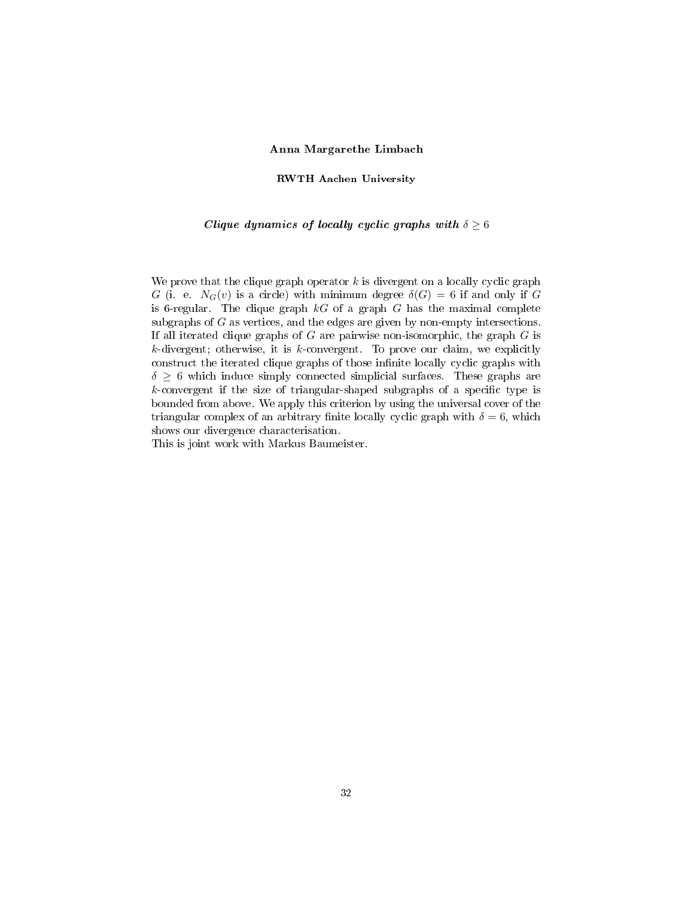**Anna Margarethe Limbach**

**RWTH Aachen University**

***Clique dynamics of locally cyclic graphs with $\delta \geq 6$***

We prove that the clique graph operator $k$ is divergent on a locally cyclic graph $G$ (i. e. $N_G(v)$ is a circle) with minimum degree $\delta(G) = 6$ if and only if $G$ is 6-regular. The clique graph $kG$ of a graph $G$ has the maximal complete subgraphs of $G$ as vertices, and the edges are given by non-empty intersections. If all iterated clique graphs of $G$ are pairwise non-isomorphic, the graph $G$ is $k$-divergent; otherwise, it is $k$-convergent. To prove our claim, we explicitly construct the iterated clique graphs of those infinite locally cyclic graphs with $\delta \geq 6$ which induce simply connected simplicial surfaces. These graphs are $k$-convergent if the size of triangular-shaped subgraphs of a specific type is bounded from above. We apply this criterion by using the universal cover of the triangular complex of an arbitrary finite locally cyclic graph with $\delta = 6$, which shows our divergence characterisation.
This is joint work with Markus Baumeister.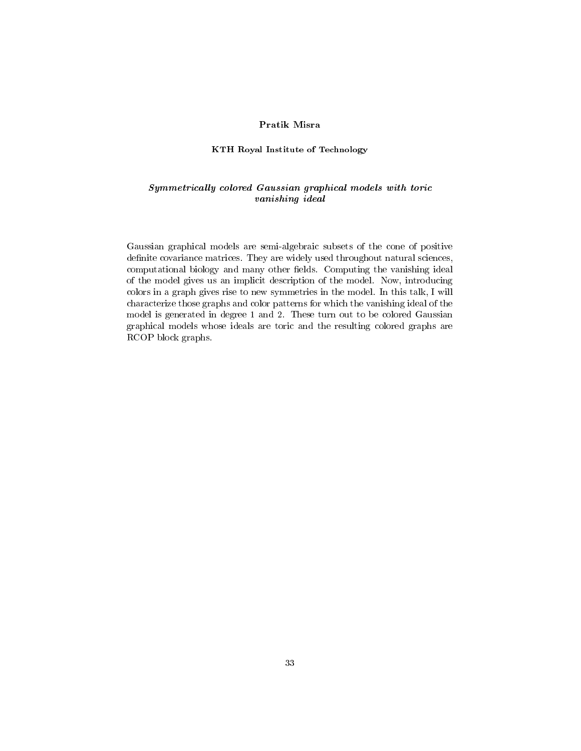**Pratik Misra**

**KTH Royal Institute of Technology**

***Symmetrically colored Gaussian graphical models with toric vanishing ideal***

Gaussian graphical models are semi-algebraic subsets of the cone of positive definite covariance matrices. They are widely used throughout natural sciences, computational biology and many other fields. Computing the vanishing ideal of the model gives us an implicit description of the model. Now, introducing colors in a graph gives rise to new symmetries in the model. In this talk, I will characterize those graphs and color patterns for which the vanishing ideal of the model is generated in degree 1 and 2. These turn out to be colored Gaussian graphical models whose ideals are toric and the resulting colored graphs are RCOP block graphs.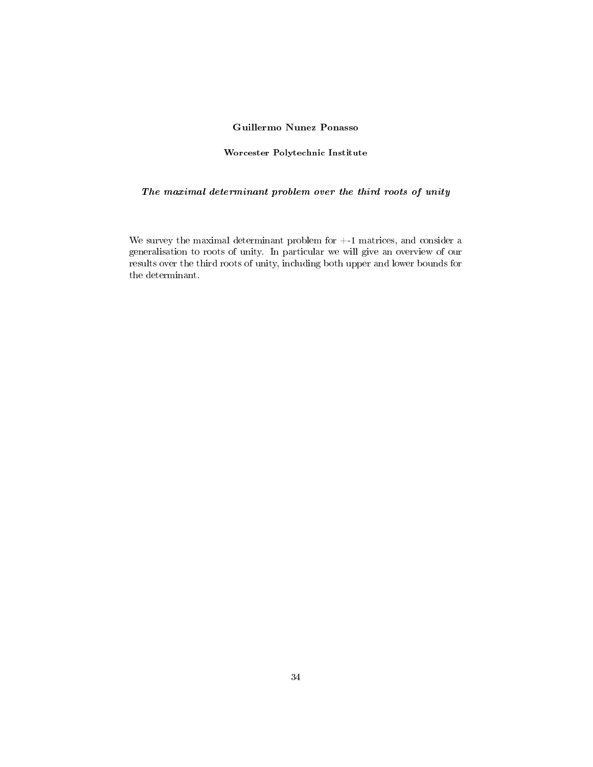**Guillermo Nunez Ponasso**

**Worcester Polytechnic Institute**

***The maximal determinant problem over the third roots of unity***

We survey the maximal determinant problem for +-1 matrices, and consider a generalisation to roots of unity. In particular we will give an overview of our results over the third roots of unity, including both upper and lower bounds for the determinant.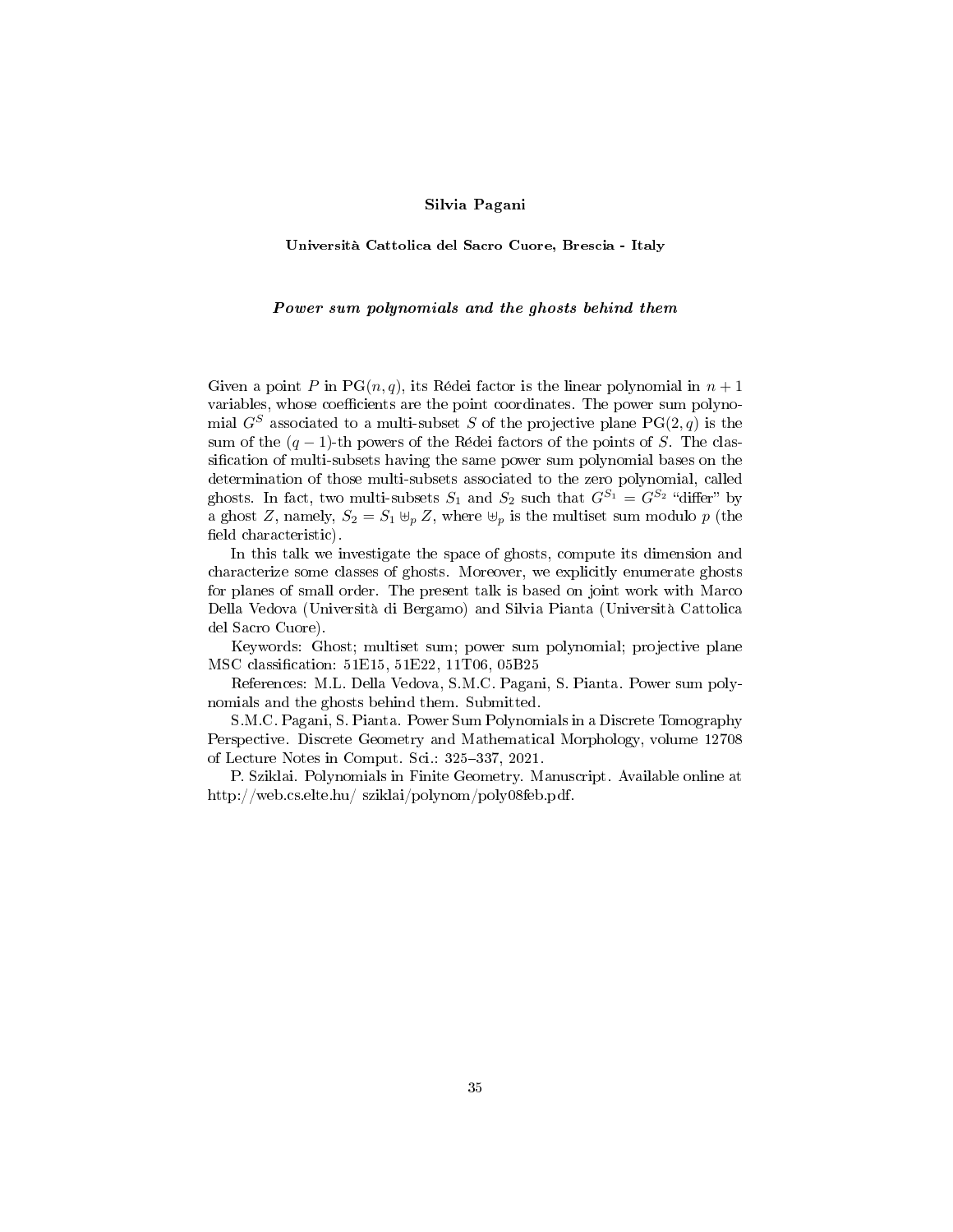**Silvia Pagani**

**Università Cattolica del Sacro Cuore, Brescia - Italy**

***Power sum polynomials and the ghosts behind them***

Given a point $P$ in $\mathrm{PG}(n, q)$, its Rédei factor is the linear polynomial in $n+1$ variables, whose coefficients are the point coordinates. The power sum polynomial $G^S$ associated to a multi-subset $S$ of the projective plane $\mathrm{PG}(2, q)$ is the sum of the $(q-1)$-th powers of the Rédei factors of the points of $S$. The classification of multi-subsets having the same power sum polynomial bases on the determination of those multi-subsets associated to the zero polynomial, called ghosts. In fact, two multi-subsets $S_1$ and $S_2$ such that $G^{S_1} = G^{S_2}$ "differ" by a ghost $Z$, namely, $S_2 = S_1 \uplus_p Z$, where $\uplus_p$ is the multiset sum modulo $p$ (the field characteristic).

In this talk we investigate the space of ghosts, compute its dimension and characterize some classes of ghosts. Moreover, we explicitly enumerate ghosts for planes of small order. The present talk is based on joint work with Marco Della Vedova (Università di Bergamo) and Silvia Pianta (Università Cattolica del Sacro Cuore).

Keywords: Ghost; multiset sum; power sum polynomial; projective plane
MSC classification: 51E15, 51E22, 11T06, 05B25

References: M.L. Della Vedova, S.M.C. Pagani, S. Pianta. Power sum polynomials and the ghosts behind them. Submitted.

S.M.C. Pagani, S. Pianta. Power Sum Polynomials in a Discrete Tomography Perspective. Discrete Geometry and Mathematical Morphology, volume 12708 of Lecture Notes in Comput. Sci.: 325–337, 2021.

P. Sziklai. Polynomials in Finite Geometry. Manuscript. Available online at http://web.cs.elte.hu/ sziklai/polynom/poly08feb.pdf.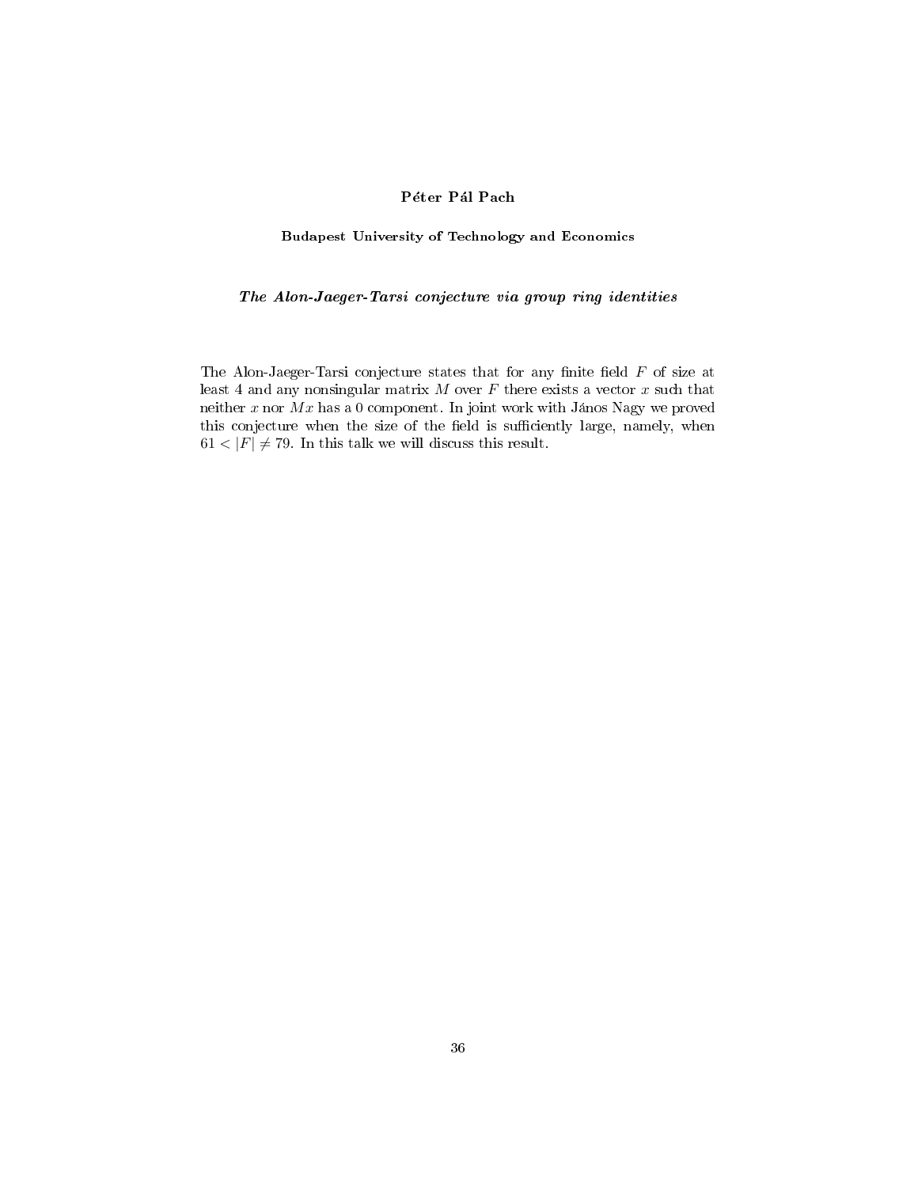**Péter Pál Pach**

**Budapest University of Technology and Economics**

***The Alon-Jaeger-Tarsi conjecture via group ring identities***

The Alon-Jaeger-Tarsi conjecture states that for any finite field $F$ of size at least 4 and any nonsingular matrix $M$ over $F$ there exists a vector $x$ such that neither $x$ nor $Mx$ has a 0 component. In joint work with János Nagy we proved this conjecture when the size of the field is sufficiently large, namely, when $61 < |F| \neq 79$. In this talk we will discuss this result.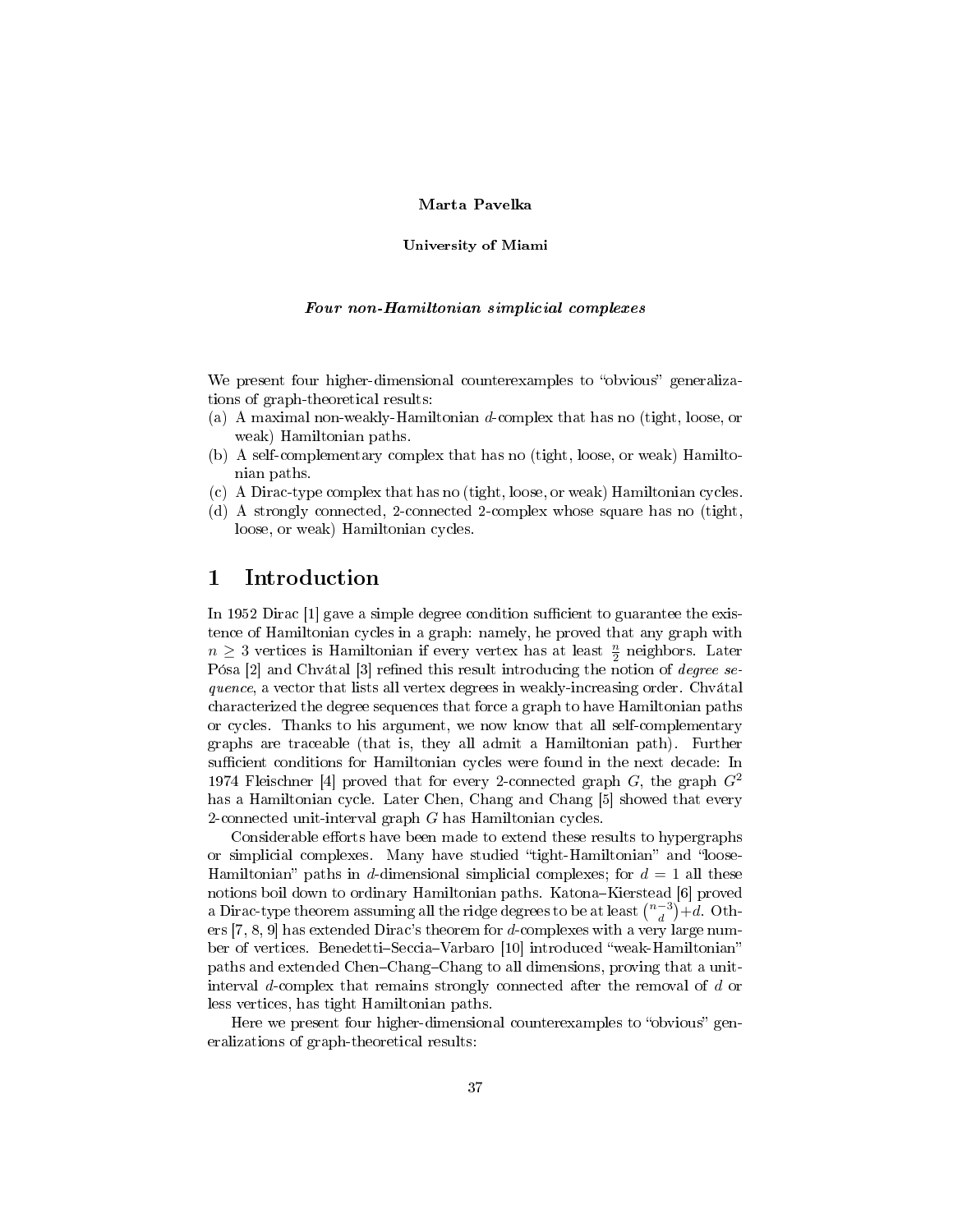**Marta Pavelka**

**University of Miami**

***Four non-Hamiltonian simplicial complexes***

We present four higher-dimensional counterexamples to "obvious" generalizations of graph-theoretical results:

(a) A maximal non-weakly-Hamiltonian $d$-complex that has no (tight, loose, or weak) Hamiltonian paths.

(b) A self-complementary complex that has no (tight, loose, or weak) Hamiltonian paths.

(c) A Dirac-type complex that has no (tight, loose, or weak) Hamiltonian cycles.

(d) A strongly connected, 2-connected 2-complex whose square has no (tight, loose, or weak) Hamiltonian cycles.

# 1 Introduction

In 1952 Dirac [1] gave a simple degree condition sufficient to guarantee the existence of Hamiltonian cycles in a graph: namely, he proved that any graph with $n \geq 3$ vertices is Hamiltonian if every vertex has at least $\frac{n}{2}$ neighbors. Later Pósa [2] and Chvátal [3] refined this result introducing the notion of *degree sequence*, a vector that lists all vertex degrees in weakly-increasing order. Chvátal characterized the degree sequences that force a graph to have Hamiltonian paths or cycles. Thanks to his argument, we now know that all self-complementary graphs are traceable (that is, they all admit a Hamiltonian path). Further sufficient conditions for Hamiltonian cycles were found in the next decade: In 1974 Fleischner [4] proved that for every 2-connected graph $G$, the graph $G^2$ has a Hamiltonian cycle. Later Chen, Chang and Chang [5] showed that every 2-connected unit-interval graph $G$ has Hamiltonian cycles.

Considerable efforts have been made to extend these results to hypergraphs or simplicial complexes. Many have studied "tight-Hamiltonian" and "loose-Hamiltonian" paths in $d$-dimensional simplicial complexes; for $d = 1$ all these notions boil down to ordinary Hamiltonian paths. Katona–Kierstead [6] proved a Dirac-type theorem assuming all the ridge degrees to be at least $\binom{n-3}{d}+d$. Others [7, 8, 9] has extended Dirac's theorem for $d$-complexes with a very large number of vertices. Benedetti–Seccia–Varbaro [10] introduced "weak-Hamiltonian" paths and extended Chen–Chang–Chang to all dimensions, proving that a unit-interval $d$-complex that remains strongly connected after the removal of $d$ or less vertices, has tight Hamiltonian paths.

Here we present four higher-dimensional counterexamples to "obvious" generalizations of graph-theoretical results: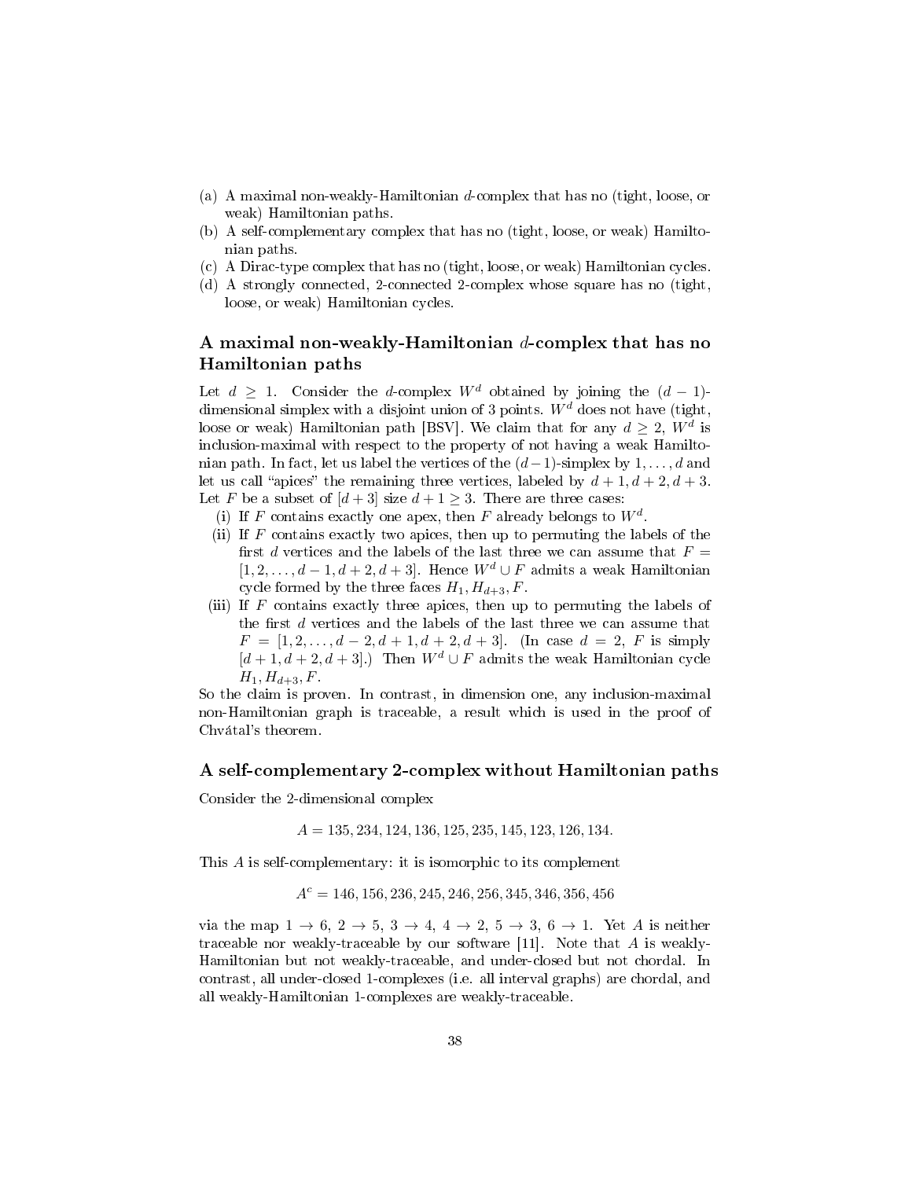(a) A maximal non-weakly-Hamiltonian $d$-complex that has no (tight, loose, or weak) Hamiltonian paths.
(b) A self-complementary complex that has no (tight, loose, or weak) Hamiltonian paths.
(c) A Dirac-type complex that has no (tight, loose, or weak) Hamiltonian cycles.
(d) A strongly connected, 2-connected 2-complex whose square has no (tight, loose, or weak) Hamiltonian cycles.

## A maximal non-weakly-Hamiltonian $d$-complex that has no Hamiltonian paths

Let $d \geq 1$. Consider the $d$-complex $W^d$ obtained by joining the $(d-1)$-dimensional simplex with a disjoint union of 3 points. $W^d$ does not have (tight, loose or weak) Hamiltonian path [BSV]. We claim that for any $d \geq 2$, $W^d$ is inclusion-maximal with respect to the property of not having a weak Hamiltonian path. In fact, let us label the vertices of the $(d-1)$-simplex by $1, \ldots, d$ and let us call "apices" the remaining three vertices, labeled by $d+1, d+2, d+3$. Let $F$ be a subset of $[d+3]$ size $d+1 \geq 3$. There are three cases:

(i) If $F$ contains exactly one apex, then $F$ already belongs to $W^d$.

(ii) If $F$ contains exactly two apices, then up to permuting the labels of the first $d$ vertices and the labels of the last three we can assume that $F = [1, 2, \ldots, d-1, d+2, d+3]$. Hence $W^d \cup F$ admits a weak Hamiltonian cycle formed by the three faces $H_1, H_{d+3}, F$.

(iii) If $F$ contains exactly three apices, then up to permuting the labels of the first $d$ vertices and the labels of the last three we can assume that $F = [1, 2, \ldots, d-2, d+1, d+2, d+3]$. (In case $d = 2$, $F$ is simply $[d+1, d+2, d+3]$.) Then $W^d \cup F$ admits the weak Hamiltonian cycle $H_1, H_{d+3}, F$.

So the claim is proven. In contrast, in dimension one, any inclusion-maximal non-Hamiltonian graph is traceable, a result which is used in the proof of Chvátal's theorem.

## A self-complementary 2-complex without Hamiltonian paths

Consider the 2-dimensional complex

$$A = 135, 234, 124, 136, 125, 235, 145, 123, 126, 134.$$

This $A$ is self-complementary: it is isomorphic to its complement

$$A^c = 146, 156, 236, 245, 246, 256, 345, 346, 356, 456$$

via the map $1 \to 6$, $2 \to 5$, $3 \to 4$, $4 \to 2$, $5 \to 3$, $6 \to 1$. Yet $A$ is neither traceable nor weakly-traceable by our software [11]. Note that $A$ is weakly-Hamiltonian but not weakly-traceable, and under-closed but not chordal. In contrast, all under-closed 1-complexes (i.e. all interval graphs) are chordal, and all weakly-Hamiltonian 1-complexes are weakly-traceable.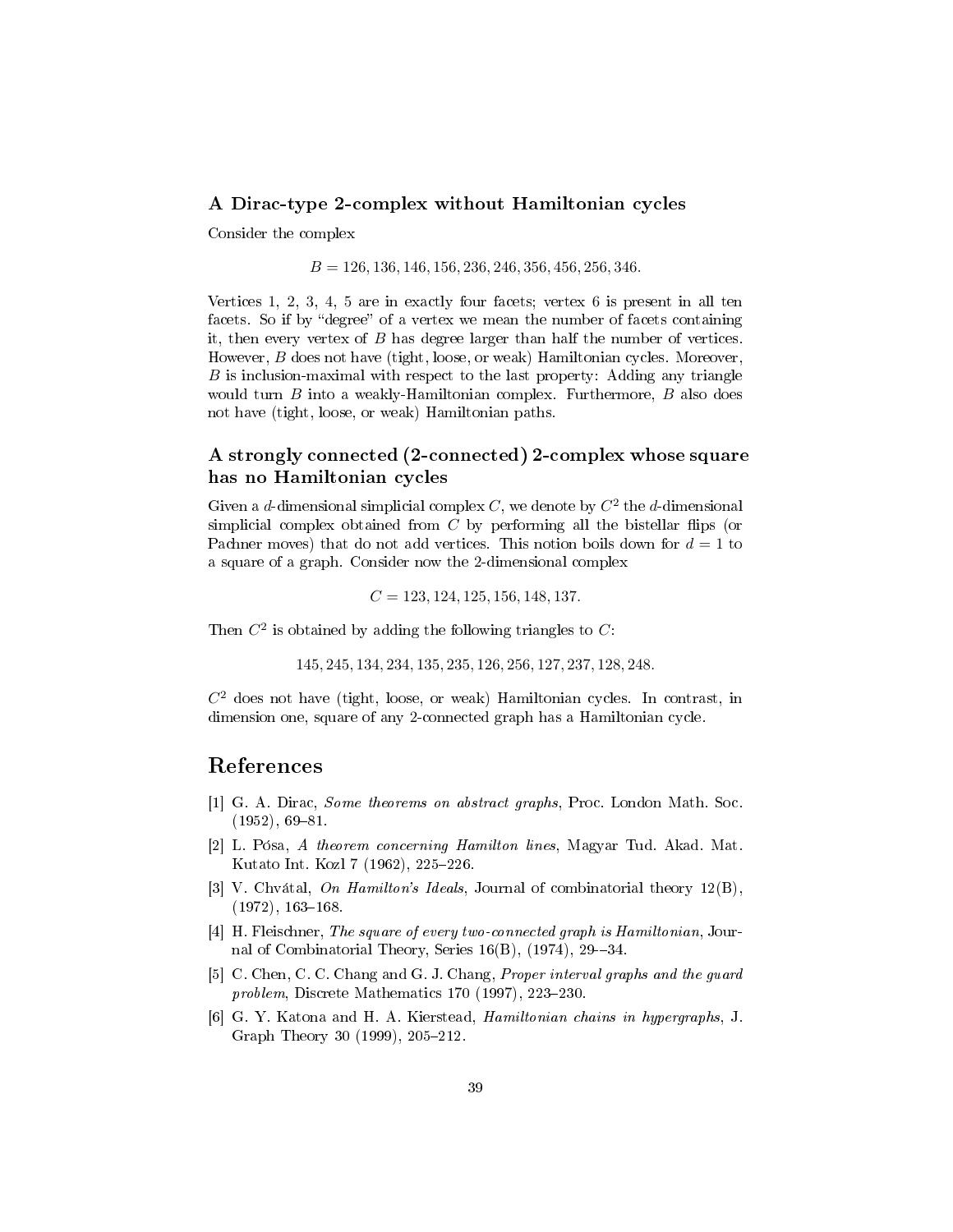### A Dirac-type 2-complex without Hamiltonian cycles

Consider the complex

$$B = 126, 136, 146, 156, 236, 246, 356, 456, 256, 346.$$

Vertices 1, 2, 3, 4, 5 are in exactly four facets; vertex 6 is present in all ten facets. So if by "degree" of a vertex we mean the number of facets containing it, then every vertex of $B$ has degree larger than half the number of vertices. However, $B$ does not have (tight, loose, or weak) Hamiltonian cycles. Moreover, $B$ is inclusion-maximal with respect to the last property: Adding any triangle would turn $B$ into a weakly-Hamiltonian complex. Furthermore, $B$ also does not have (tight, loose, or weak) Hamiltonian paths.

### A strongly connected (2-connected) 2-complex whose square has no Hamiltonian cycles

Given a $d$-dimensional simplicial complex $C$, we denote by $C^2$ the $d$-dimensional simplicial complex obtained from $C$ by performing all the bistellar flips (or Pachner moves) that do not add vertices. This notion boils down for $d = 1$ to a square of a graph. Consider now the 2-dimensional complex

$$C = 123, 124, 125, 156, 148, 137.$$

Then $C^2$ is obtained by adding the following triangles to $C$:

$$145, 245, 134, 234, 135, 235, 126, 256, 127, 237, 128, 248.$$

$C^2$ does not have (tight, loose, or weak) Hamiltonian cycles. In contrast, in dimension one, square of any 2-connected graph has a Hamiltonian cycle.

## References

[1] G. A. Dirac, *Some theorems on abstract graphs*, Proc. London Math. Soc. (1952), 69–81.

[2] L. Pósa, *A theorem concerning Hamilton lines*, Magyar Tud. Akad. Mat. Kutato Int. Kozl 7 (1962), 225–226.

[3] V. Chvátal, *On Hamilton's Ideals*, Journal of combinatorial theory 12(B), (1972), 163–168.

[4] H. Fleischner, *The square of every two-connected graph is Hamiltonian*, Journal of Combinatorial Theory, Series 16(B), (1974), 29–-34.

[5] C. Chen, C. C. Chang and G. J. Chang, *Proper interval graphs and the guard problem*, Discrete Mathematics 170 (1997), 223–230.

[6] G. Y. Katona and H. A. Kierstead, *Hamiltonian chains in hypergraphs*, J. Graph Theory 30 (1999), 205–212.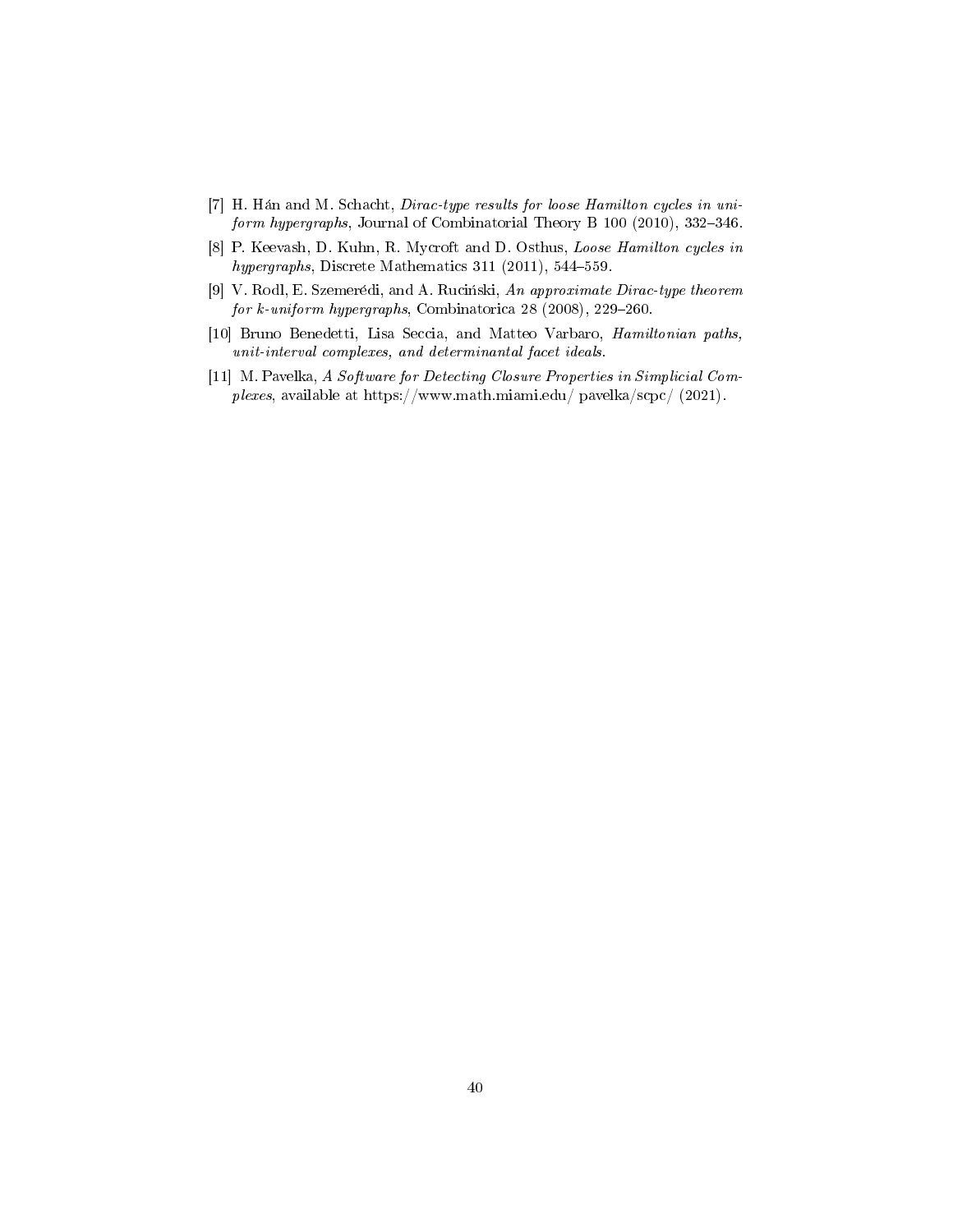[7] H. Hán and M. Schacht, *Dirac-type results for loose Hamilton cycles in uniform hypergraphs*, Journal of Combinatorial Theory B 100 (2010), 332–346.

[8] P. Keevash, D. Kuhn, R. Mycroft and D. Osthus, *Loose Hamilton cycles in hypergraphs*, Discrete Mathematics 311 (2011), 544–559.

[9] V. Rodl, E. Szemerédi, and A. Ruciński, *An approximate Dirac-type theorem for k-uniform hypergraphs*, Combinatorica 28 (2008), 229–260.

[10] Bruno Benedetti, Lisa Seccia, and Matteo Varbaro, *Hamiltonian paths, unit-interval complexes, and determinantal facet ideals.*

[11] M. Pavelka, *A Software for Detecting Closure Properties in Simplicial Complexes*, available at https://www.math.miami.edu/ pavelka/scpc/ (2021).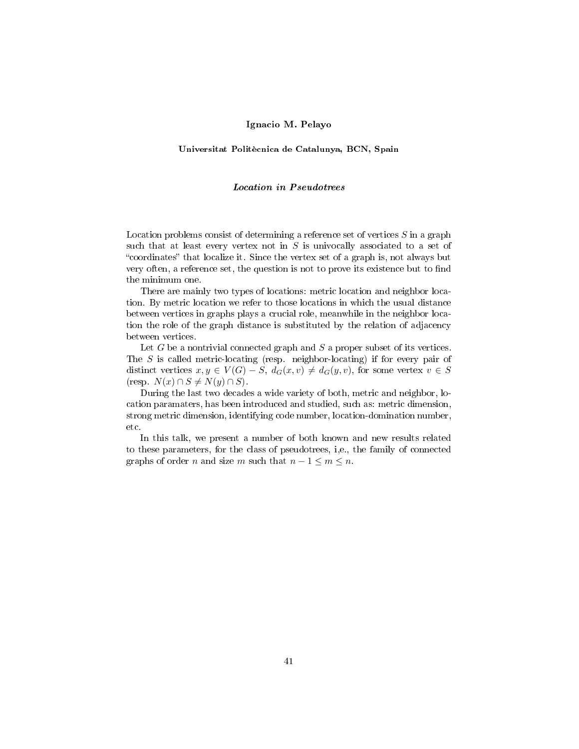**Ignacio M. Pelayo**

**Universitat Politècnica de Catalunya, BCN, Spain**

***Location in Pseudotrees***

Location problems consist of determining a reference set of vertices $S$ in a graph such that at least every vertex not in $S$ is univocally associated to a set of "coordinates" that localize it. Since the vertex set of a graph is, not always but very often, a reference set, the question is not to prove its existence but to find the minimum one.

There are mainly two types of locations: metric location and neighbor location. By metric location we refer to those locations in which the usual distance between vertices in graphs plays a crucial role, meanwhile in the neighbor location the role of the graph distance is substituted by the relation of adjacency between vertices.

Let $G$ be a nontrivial connected graph and $S$ a proper subset of its vertices. The $S$ is called metric-locating (resp. neighbor-locating) if for every pair of distinct vertices $x, y \in V(G) - S$, $d_G(x, v) \neq d_G(y, v)$, for some vertex $v \in S$ (resp. $N(x) \cap S \neq N(y) \cap S$).

During the last two decades a wide variety of both, metric and neighbor, location paramaters, has been introduced and studied, such as: metric dimension, strong metric dimension, identifying code number, location-domination number, etc.

In this talk, we present a number of both known and new results related to these parameters, for the class of pseudotrees, i,e., the family of connected graphs of order $n$ and size $m$ such that $n - 1 \leq m \leq n$.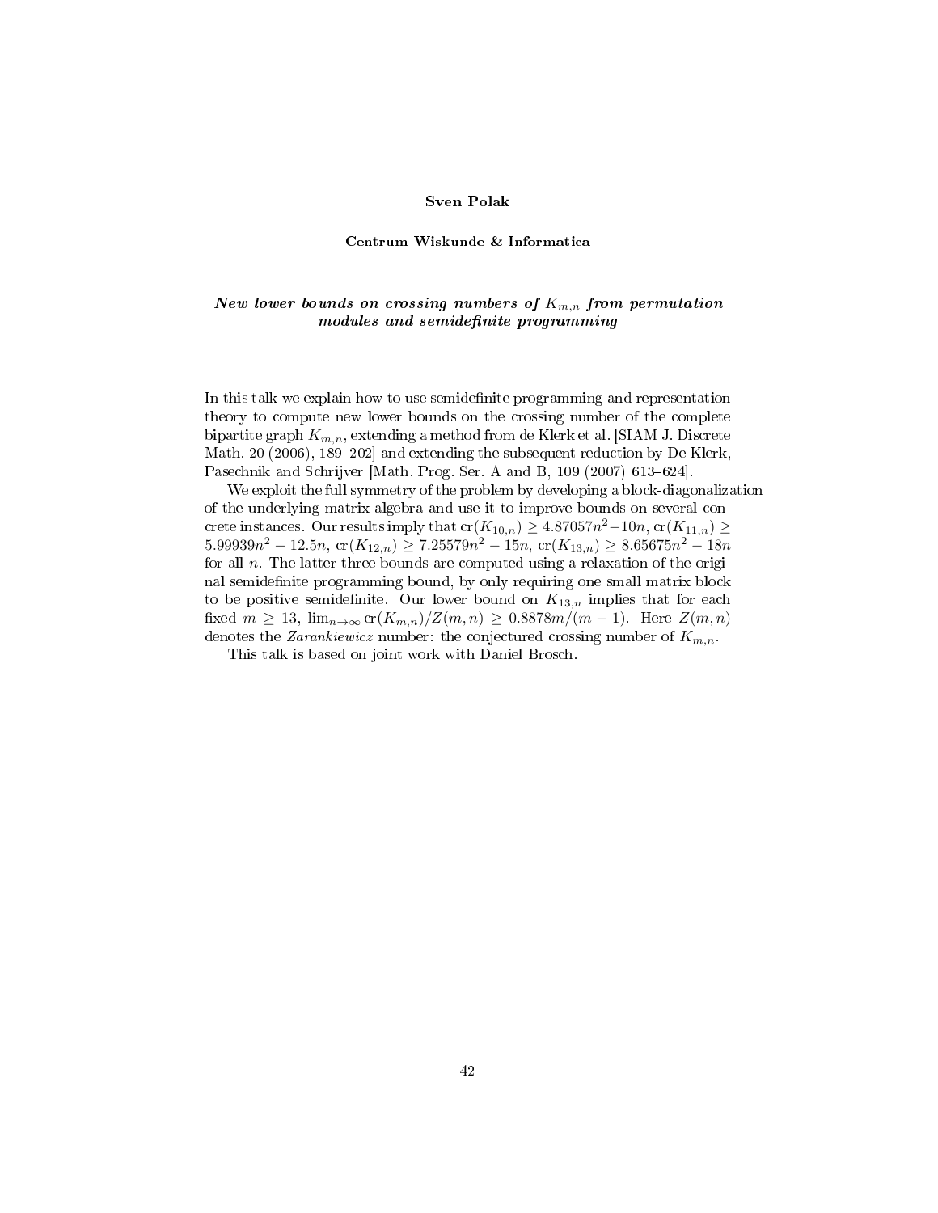**Sven Polak**

**Centrum Wiskunde & Informatica**

***New lower bounds on crossing numbers of $K_{m,n}$ from permutation modules and semidefinite programming***

In this talk we explain how to use semidefinite programming and representation theory to compute new lower bounds on the crossing number of the complete bipartite graph $K_{m,n}$, extending a method from de Klerk et al. [SIAM J. Discrete Math. 20 (2006), 189–202] and extending the subsequent reduction by De Klerk, Pasechnik and Schrijver [Math. Prog. Ser. A and B, 109 (2007) 613–624].

We exploit the full symmetry of the problem by developing a block-diagonalization of the underlying matrix algebra and use it to improve bounds on several concrete instances. Our results imply that $\text{cr}(K_{10,n}) \geq 4.87057n^2 - 10n$, $\text{cr}(K_{11,n}) \geq 5.99939n^2 - 12.5n$, $\text{cr}(K_{12,n}) \geq 7.25579n^2 - 15n$, $\text{cr}(K_{13,n}) \geq 8.65675n^2 - 18n$ for all $n$. The latter three bounds are computed using a relaxation of the original semidefinite programming bound, by only requiring one small matrix block to be positive semidefinite. Our lower bound on $K_{13,n}$ implies that for each fixed $m \geq 13$, $\lim_{n\to\infty} \text{cr}(K_{m,n})/Z(m,n) \geq 0.8878m/(m-1)$. Here $Z(m,n)$ denotes the *Zarankiewicz* number: the conjectured crossing number of $K_{m,n}$.

This talk is based on joint work with Daniel Brosch.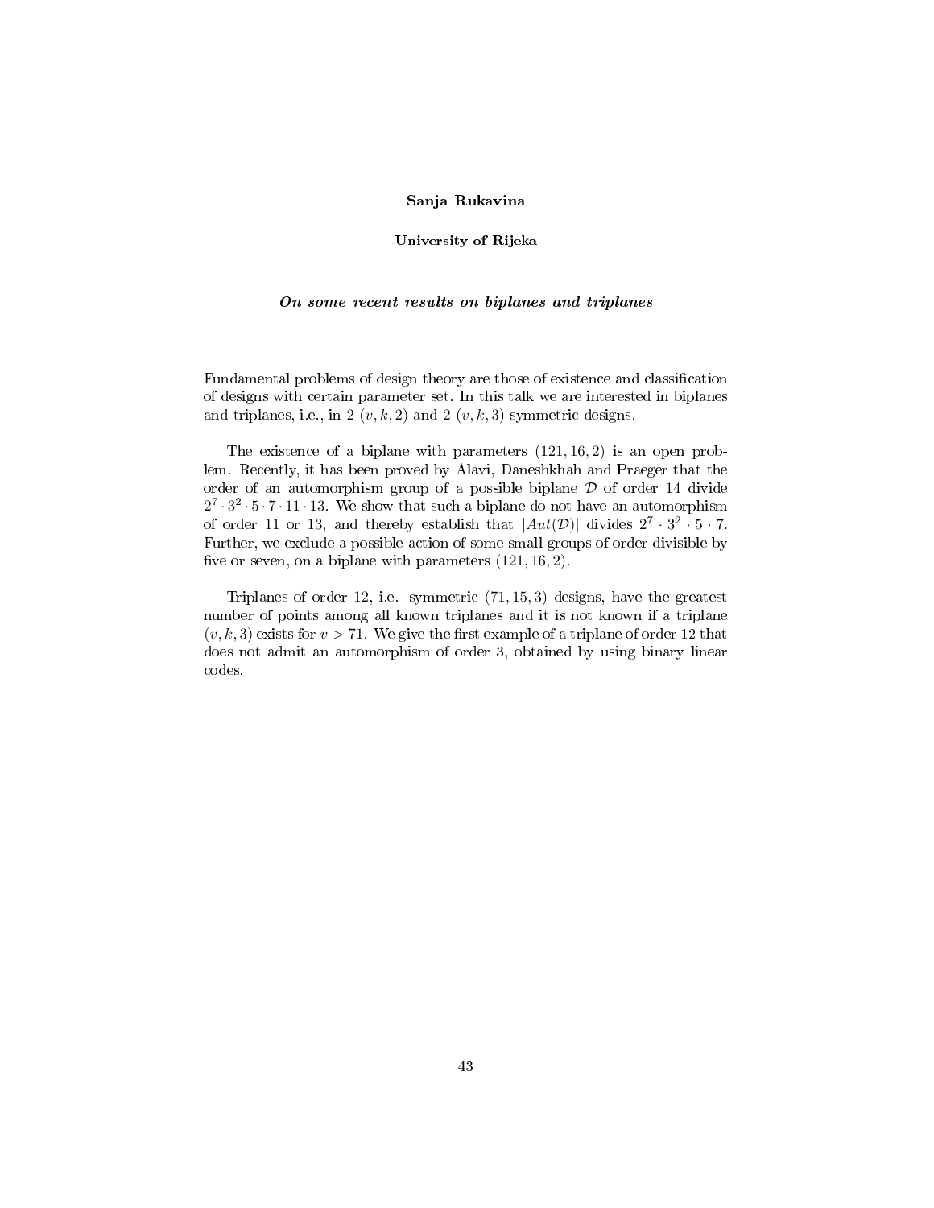**Sanja Rukavina**

**University of Rijeka**

***On some recent results on biplanes and triplanes***

Fundamental problems of design theory are those of existence and classification of designs with certain parameter set. In this talk we are interested in biplanes and triplanes, i.e., in 2-$(v, k, 2)$ and 2-$(v, k, 3)$ symmetric designs.

The existence of a biplane with parameters $(121, 16, 2)$ is an open problem. Recently, it has been proved by Alavi, Daneshkhah and Praeger that the order of an automorphism group of a possible biplane $\mathcal{D}$ of order 14 divide $2^7 \cdot 3^2 \cdot 5 \cdot 7 \cdot 11 \cdot 13$. We show that such a biplane do not have an automorphism of order 11 or 13, and thereby establish that $|Aut(\mathcal{D})|$ divides $2^7 \cdot 3^2 \cdot 5 \cdot 7$. Further, we exclude a possible action of some small groups of order divisible by five or seven, on a biplane with parameters $(121, 16, 2)$.

Triplanes of order 12, i.e. symmetric $(71, 15, 3)$ designs, have the greatest number of points among all known triplanes and it is not known if a triplane $(v, k, 3)$ exists for $v > 71$. We give the first example of a triplane of order 12 that does not admit an automorphism of order 3, obtained by using binary linear codes.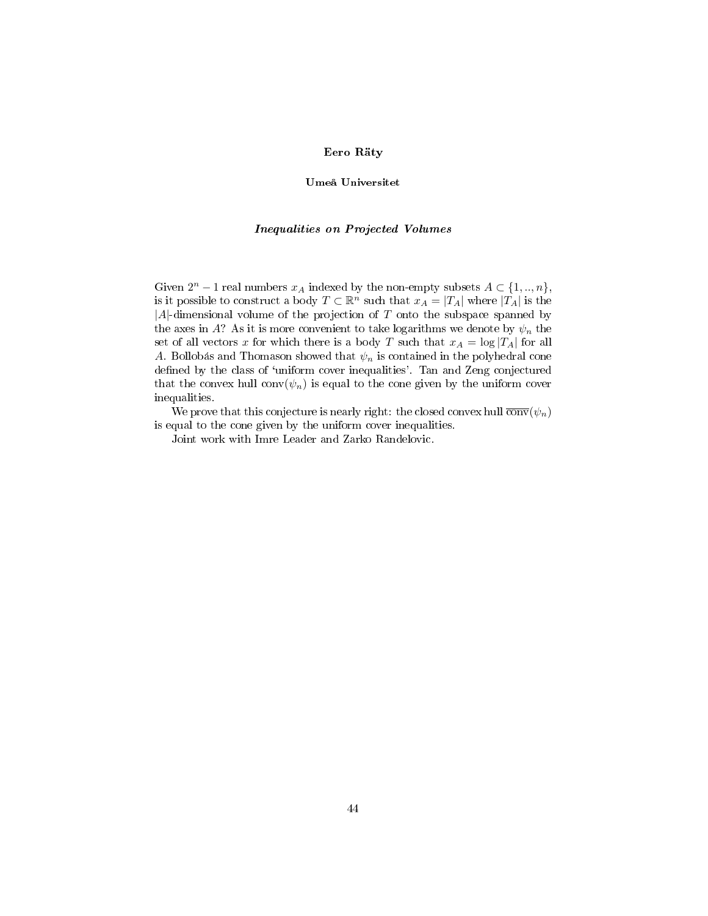**Eero Räty**

**Umeå Universitet**

***Inequalities on Projected Volumes***

Given $2^n - 1$ real numbers $x_A$ indexed by the non-empty subsets $A \subset \{1, .., n\}$, is it possible to construct a body $T \subset \mathbb{R}^n$ such that $x_A = |T_A|$ where $|T_A|$ is the $|A|$-dimensional volume of the projection of $T$ onto the subspace spanned by the axes in $A$? As it is more convenient to take logarithms we denote by $\psi_n$ the set of all vectors $x$ for which there is a body $T$ such that $x_A = \log |T_A|$ for all $A$. Bollobás and Thomason showed that $\psi_n$ is contained in the polyhedral cone defined by the class of 'uniform cover inequalities'. Tan and Zeng conjectured that the convex hull $\mathrm{conv}(\psi_n)$ is equal to the cone given by the uniform cover inequalities.

We prove that this conjecture is nearly right: the closed convex hull $\overline{\mathrm{conv}}(\psi_n)$ is equal to the cone given by the uniform cover inequalities.

Joint work with Imre Leader and Zarko Randelovic.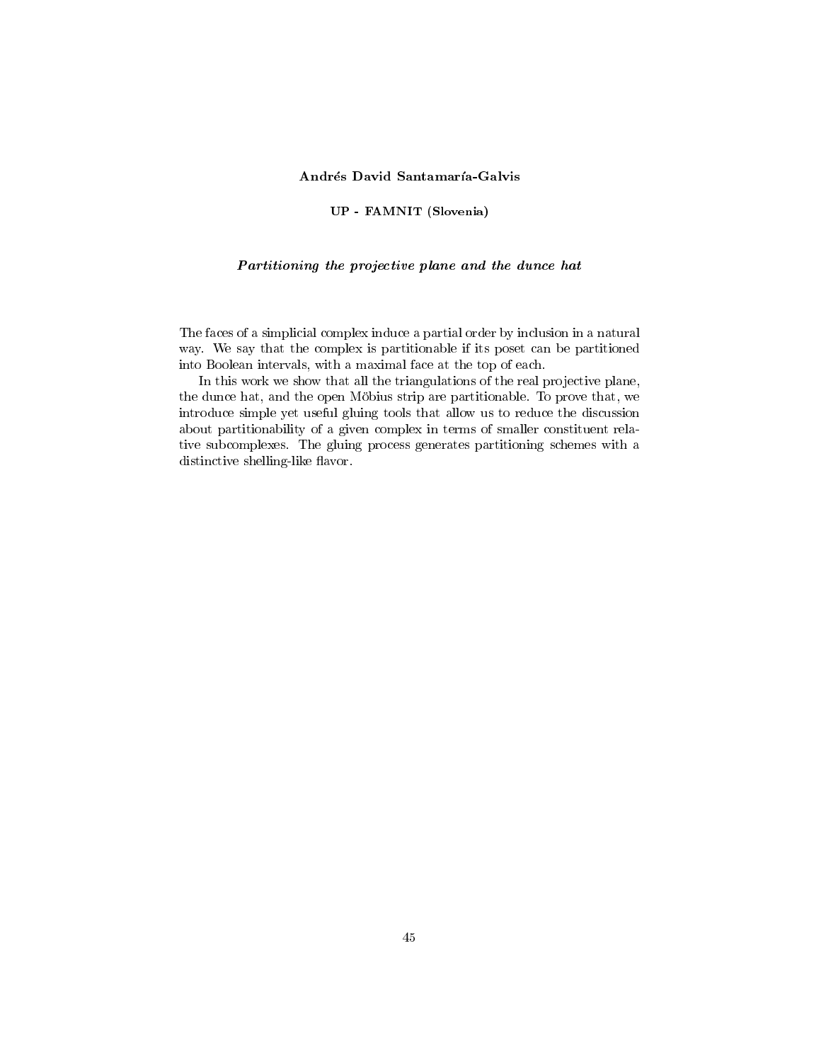**Andrés David Santamaría-Galvis**

**UP - FAMNIT (Slovenia)**

***Partitioning the projective plane and the dunce hat***

The faces of a simplicial complex induce a partial order by inclusion in a natural way. We say that the complex is partitionable if its poset can be partitioned into Boolean intervals, with a maximal face at the top of each.

In this work we show that all the triangulations of the real projective plane, the dunce hat, and the open Möbius strip are partitionable. To prove that, we introduce simple yet useful gluing tools that allow us to reduce the discussion about partitionability of a given complex in terms of smaller constituent relative subcomplexes. The gluing process generates partitioning schemes with a distinctive shelling-like flavor.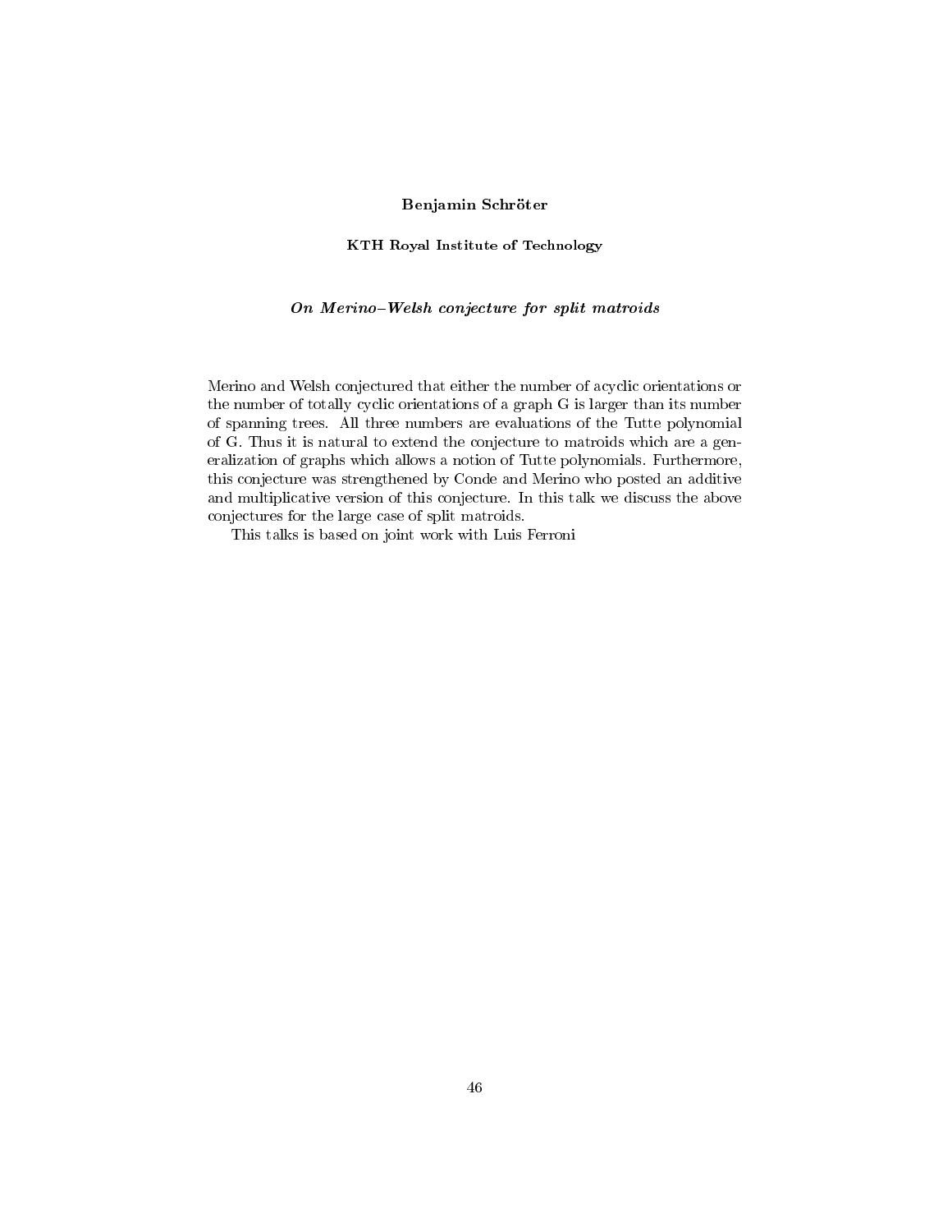**Benjamin Schröter**

**KTH Royal Institute of Technology**

***On Merino–Welsh conjecture for split matroids***

Merino and Welsh conjectured that either the number of acyclic orientations or the number of totally cyclic orientations of a graph G is larger than its number of spanning trees. All three numbers are evaluations of the Tutte polynomial of G. Thus it is natural to extend the conjecture to matroids which are a generalization of graphs which allows a notion of Tutte polynomials. Furthermore, this conjecture was strengthened by Conde and Merino who posted an additive and multiplicative version of this conjecture. In this talk we discuss the above conjectures for the large case of split matroids.

This talks is based on joint work with Luis Ferroni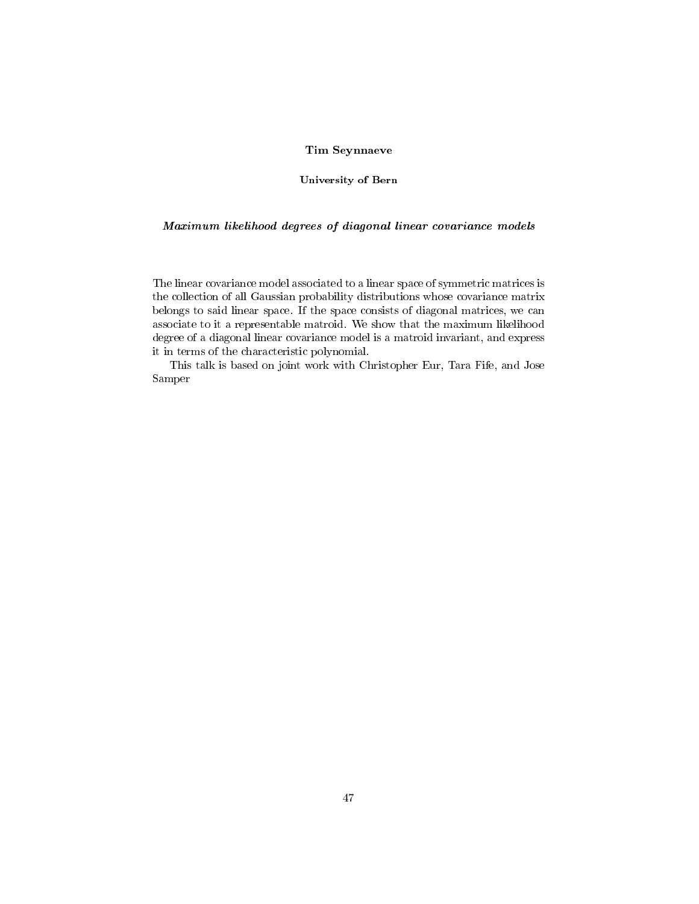**Tim Seynnaeve**

**University of Bern**

***Maximum likelihood degrees of diagonal linear covariance models***

The linear covariance model associated to a linear space of symmetric matrices is the collection of all Gaussian probability distributions whose covariance matrix belongs to said linear space. If the space consists of diagonal matrices, we can associate to it a representable matroid. We show that the maximum likelihood degree of a diagonal linear covariance model is a matroid invariant, and express it in terms of the characteristic polynomial.

This talk is based on joint work with Christopher Eur, Tara Fife, and Jose Samper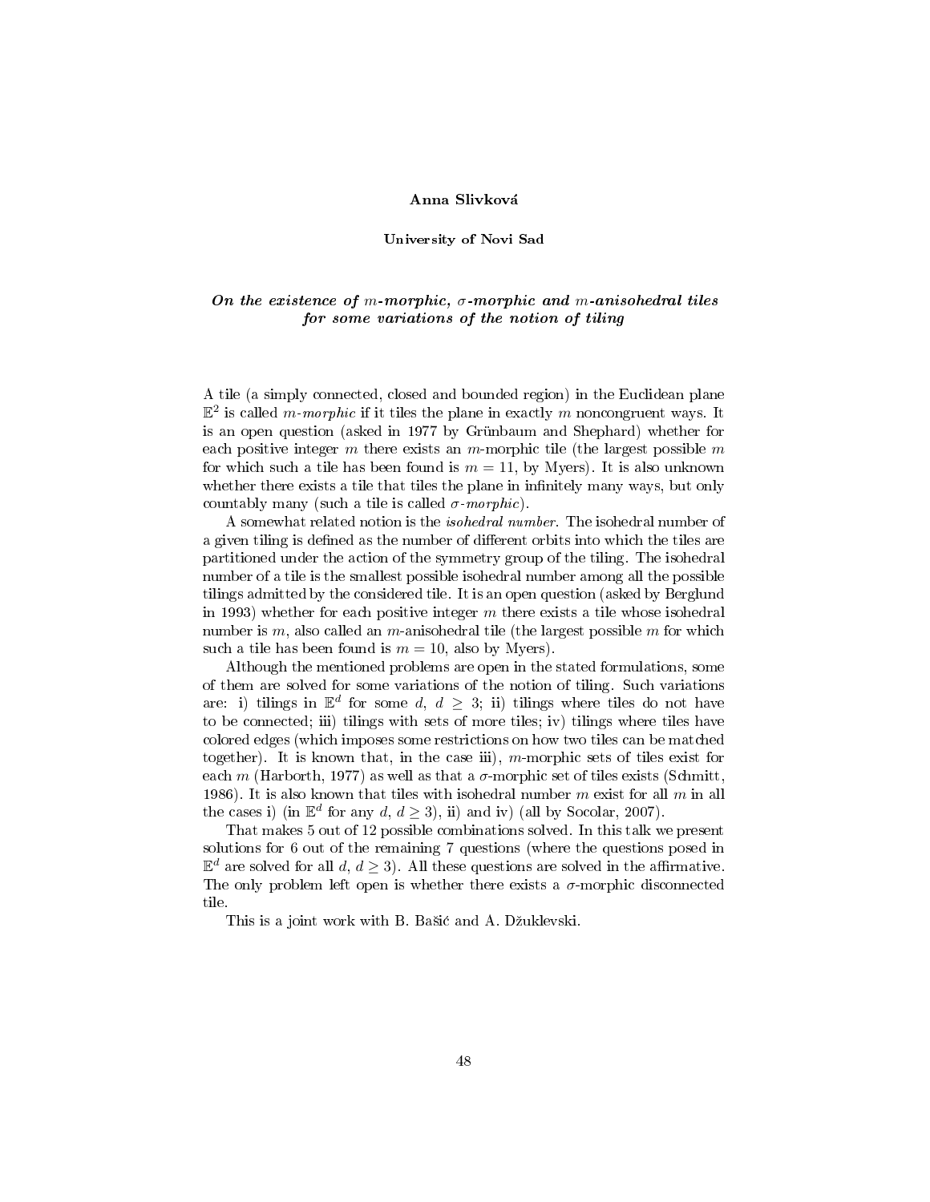**Anna Slivková**

**University of Novi Sad**

***On the existence of $m$-morphic, $\sigma$-morphic and $m$-anisohedral tiles for some variations of the notion of tiling***

A tile (a simply connected, closed and bounded region) in the Euclidean plane $\mathbb{E}^2$ is called *$m$-morphic* if it tiles the plane in exactly $m$ noncongruent ways. It is an open question (asked in 1977 by Grünbaum and Shephard) whether for each positive integer $m$ there exists an $m$-morphic tile (the largest possible $m$ for which such a tile has been found is $m = 11$, by Myers). It is also unknown whether there exists a tile that tiles the plane in infinitely many ways, but only countably many (such a tile is called *$\sigma$-morphic*).

A somewhat related notion is the *isohedral number*. The isohedral number of a given tiling is defined as the number of different orbits into which the tiles are partitioned under the action of the symmetry group of the tiling. The isohedral number of a tile is the smallest possible isohedral number among all the possible tilings admitted by the considered tile. It is an open question (asked by Berglund in 1993) whether for each positive integer $m$ there exists a tile whose isohedral number is $m$, also called an $m$-anisohedral tile (the largest possible $m$ for which such a tile has been found is $m = 10$, also by Myers).

Although the mentioned problems are open in the stated formulations, some of them are solved for some variations of the notion of tiling. Such variations are: i) tilings in $\mathbb{E}^d$ for some $d$, $d \geq 3$; ii) tilings where tiles do not have to be connected; iii) tilings with sets of more tiles; iv) tilings where tiles have colored edges (which imposes some restrictions on how two tiles can be matched together). It is known that, in the case iii), $m$-morphic sets of tiles exist for each $m$ (Harborth, 1977) as well as that a $\sigma$-morphic set of tiles exists (Schmitt, 1986). It is also known that tiles with isohedral number $m$ exist for all $m$ in all the cases i) (in $\mathbb{E}^d$ for any $d$, $d \geq 3$), ii) and iv) (all by Socolar, 2007).

That makes 5 out of 12 possible combinations solved. In this talk we present solutions for 6 out of the remaining 7 questions (where the questions posed in $\mathbb{E}^d$ are solved for all $d$, $d \geq 3$). All these questions are solved in the affirmative. The only problem left open is whether there exists a $\sigma$-morphic disconnected tile.

This is a joint work with B. Bašić and A. Džuklevski.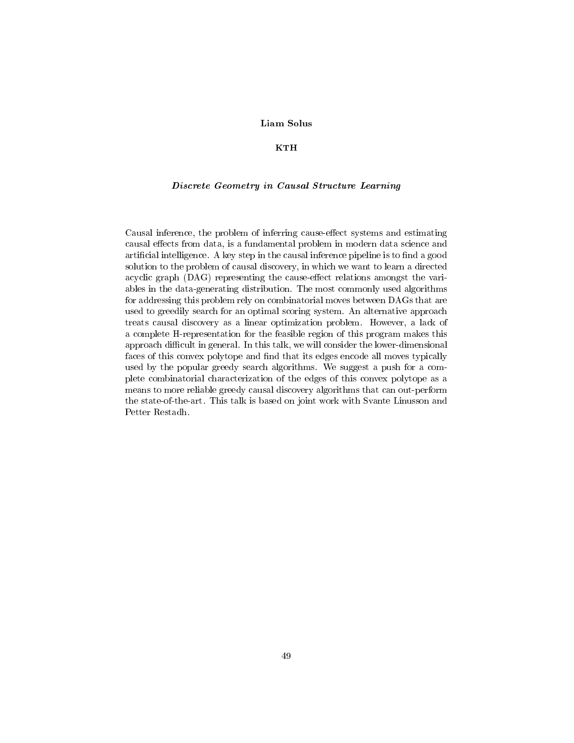**Liam Solus**

**KTH**

***Discrete Geometry in Causal Structure Learning***

Causal inference, the problem of inferring cause-effect systems and estimating causal effects from data, is a fundamental problem in modern data science and artificial intelligence. A key step in the causal inference pipeline is to find a good solution to the problem of causal discovery, in which we want to learn a directed acyclic graph (DAG) representing the cause-effect relations amongst the variables in the data-generating distribution. The most commonly used algorithms for addressing this problem rely on combinatorial moves between DAGs that are used to greedily search for an optimal scoring system. An alternative approach treats causal discovery as a linear optimization problem. However, a lack of a complete H-representation for the feasible region of this program makes this approach difficult in general. In this talk, we will consider the lower-dimensional faces of this convex polytope and find that its edges encode all moves typically used by the popular greedy search algorithms. We suggest a push for a complete combinatorial characterization of the edges of this convex polytope as a means to more reliable greedy causal discovery algorithms that can out-perform the state-of-the-art. This talk is based on joint work with Svante Linusson and Petter Restadh.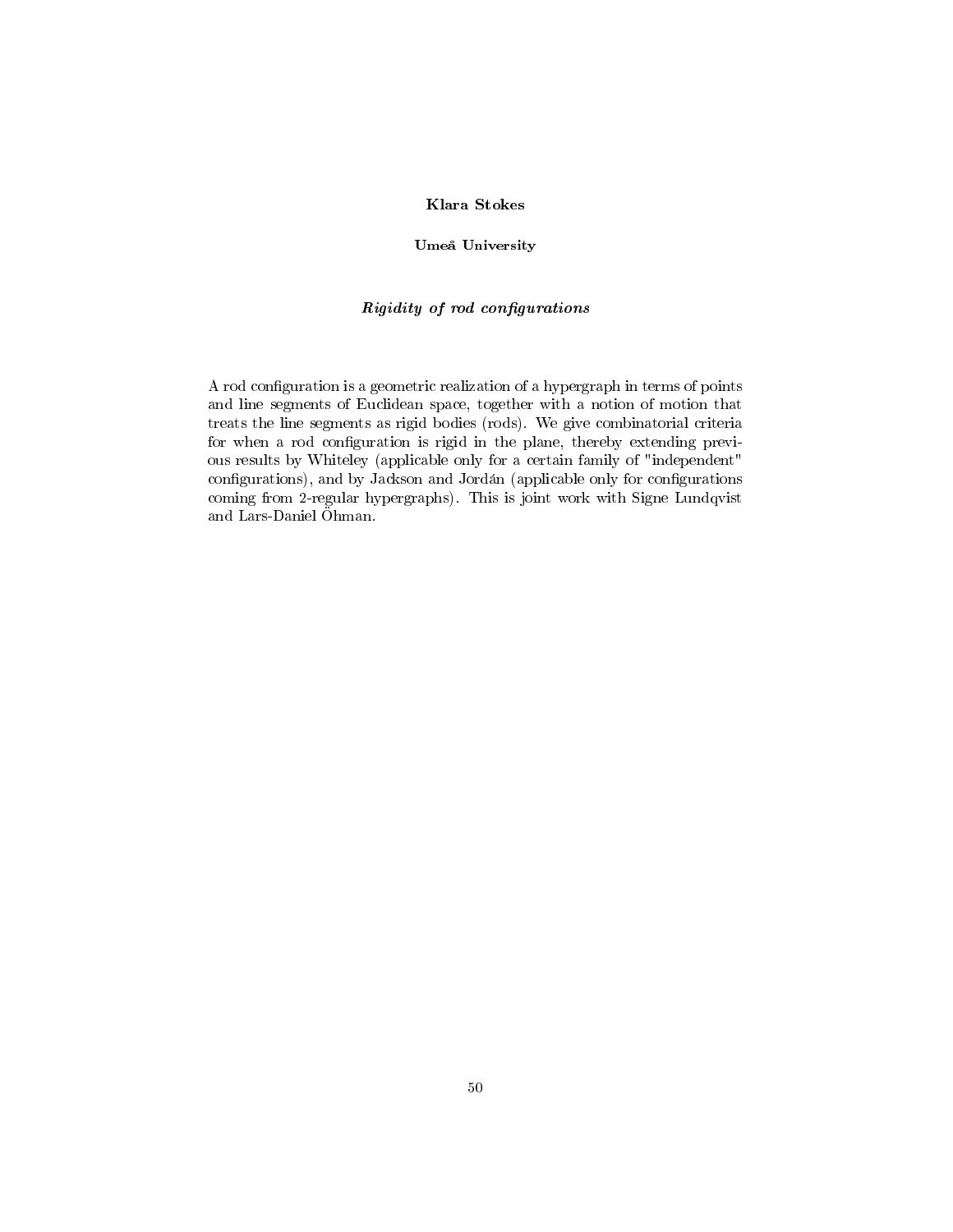**Klara Stokes**

**Umeå University**

***Rigidity of rod configurations***

A rod configuration is a geometric realization of a hypergraph in terms of points and line segments of Euclidean space, together with a notion of motion that treats the line segments as rigid bodies (rods). We give combinatorial criteria for when a rod configuration is rigid in the plane, thereby extending previous results by Whiteley (applicable only for a certain family of "independent" configurations), and by Jackson and Jordán (applicable only for configurations coming from 2-regular hypergraphs). This is joint work with Signe Lundqvist and Lars-Daniel Öhman.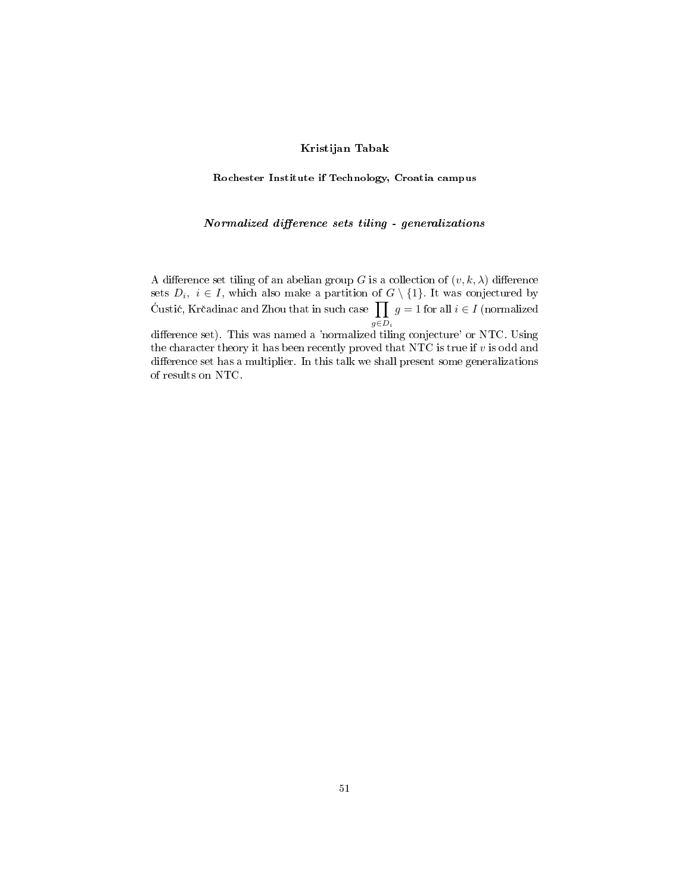**Kristijan Tabak**

**Rochester Institute if Technology, Croatia campus**

***Normalized difference sets tiling - generalizations***

A difference set tiling of an abelian group $G$ is a collection of $(v, k, \lambda)$ difference sets $D_i,\ i \in I$, which also make a partition of $G \setminus \{1\}$. It was conjectured by Ćustić, Krčadinac and Zhou that in such case $\prod_{g \in D_i} g = 1$ for all $i \in I$ (normalized difference set). This was named a 'normalized tiling conjecture' or NTC. Using the character theory it has been recently proved that NTC is true if $v$ is odd and difference set has a multiplier. In this talk we shall present some generalizations of results on NTC.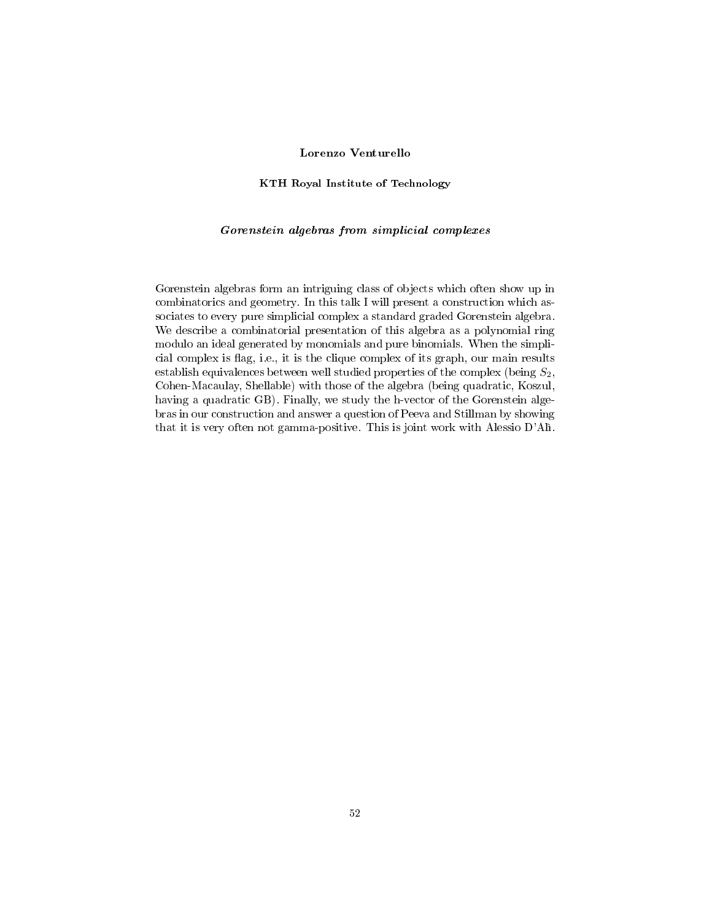**Lorenzo Venturello**

**KTH Royal Institute of Technology**

***Gorenstein algebras from simplicial complexes***

Gorenstein algebras form an intriguing class of objects which often show up in combinatorics and geometry. In this talk I will present a construction which associates to every pure simplicial complex a standard graded Gorenstein algebra. We describe a combinatorial presentation of this algebra as a polynomial ring modulo an ideal generated by monomials and pure binomials. When the simplicial complex is flag, i.e., it is the clique complex of its graph, our main results establish equivalences between well studied properties of the complex (being $S_2$, Cohen-Macaulay, Shellable) with those of the algebra (being quadratic, Koszul, having a quadratic GB). Finally, we study the h-vector of the Gorenstein algebras in our construction and answer a question of Peeva and Stillman by showing that it is very often not gamma-positive. This is joint work with Alessio D'Alì.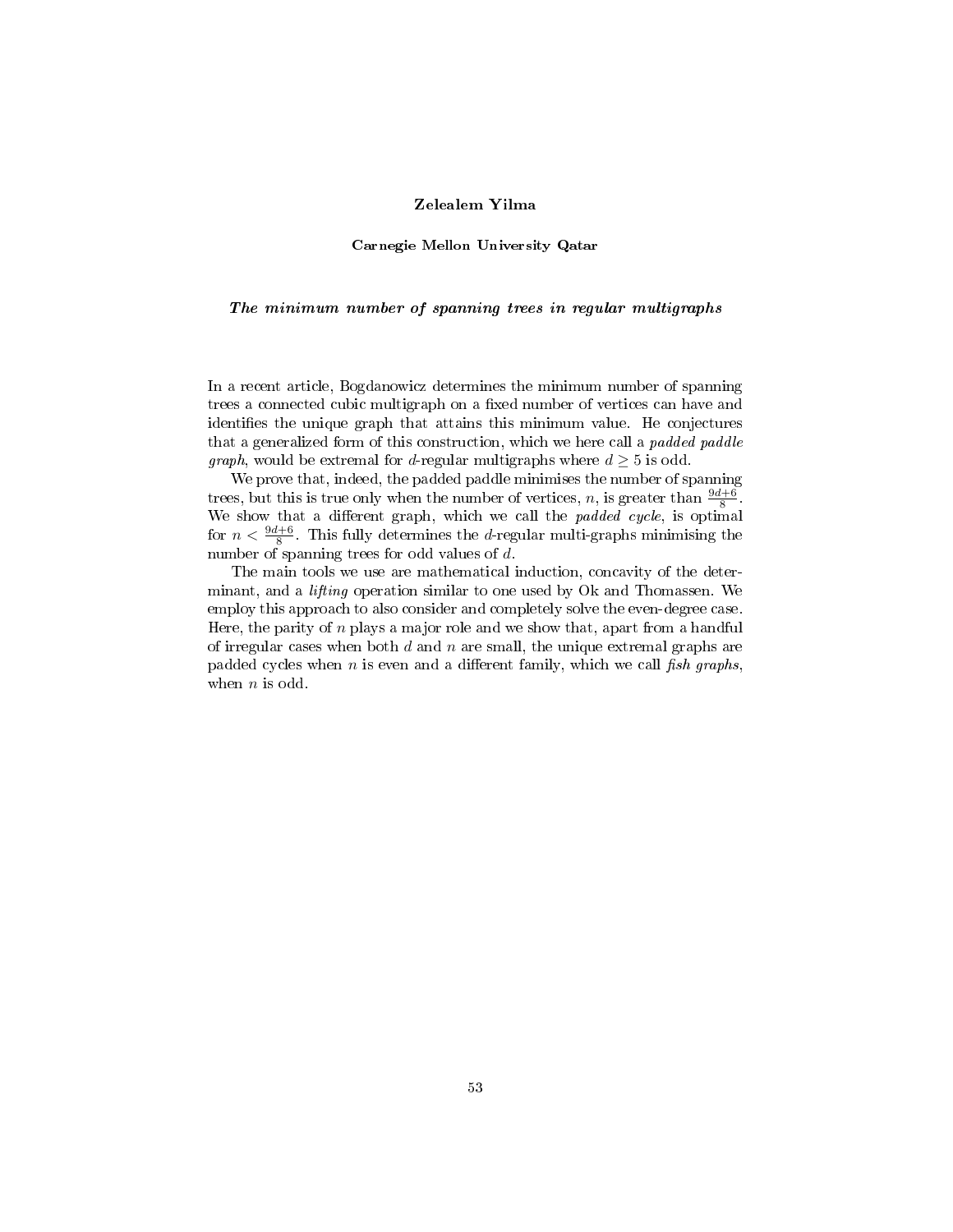**Zelealem Yilma**

**Carnegie Mellon University Qatar**

***The minimum number of spanning trees in regular multigraphs***

In a recent article, Bogdanowicz determines the minimum number of spanning trees a connected cubic multigraph on a fixed number of vertices can have and identifies the unique graph that attains this minimum value. He conjectures that a generalized form of this construction, which we here call a *padded paddle graph*, would be extremal for $d$-regular multigraphs where $d \geq 5$ is odd.

We prove that, indeed, the padded paddle minimises the number of spanning trees, but this is true only when the number of vertices, $n$, is greater than $\frac{9d+6}{8}$. We show that a different graph, which we call the *padded cycle*, is optimal for $n < \frac{9d+6}{8}$. This fully determines the $d$-regular multi-graphs minimising the number of spanning trees for odd values of $d$.

The main tools we use are mathematical induction, concavity of the determinant, and a *lifting* operation similar to one used by Ok and Thomassen. We employ this approach to also consider and completely solve the even-degree case. Here, the parity of $n$ plays a major role and we show that, apart from a handful of irregular cases when both $d$ and $n$ are small, the unique extremal graphs are padded cycles when $n$ is even and a different family, which we call *fish graphs*, when $n$ is odd.